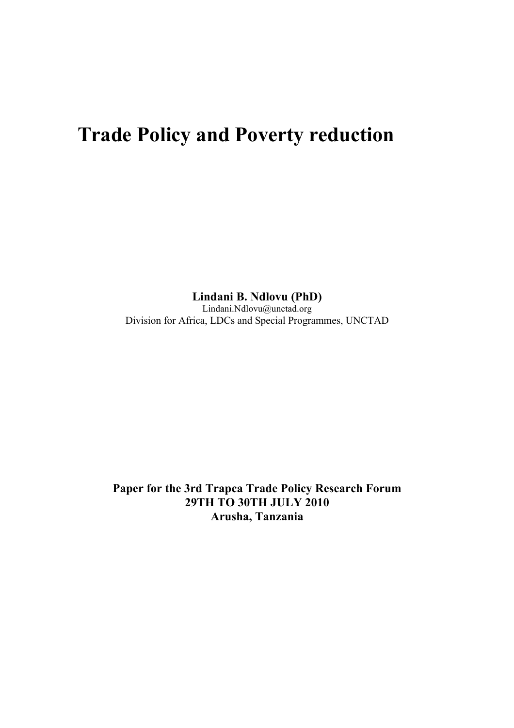# Trade Policy and Poverty reduction

**Lindani B. Ndlovu (PhD)**
Lindani.Ndlovu@unctad.org
Division for Africa, LDCs and Special Programmes, UNCTAD

**Paper for the 3rd Trapca Trade Policy Research Forum**
**29TH TO 30TH JULY 2010**
**Arusha, Tanzania**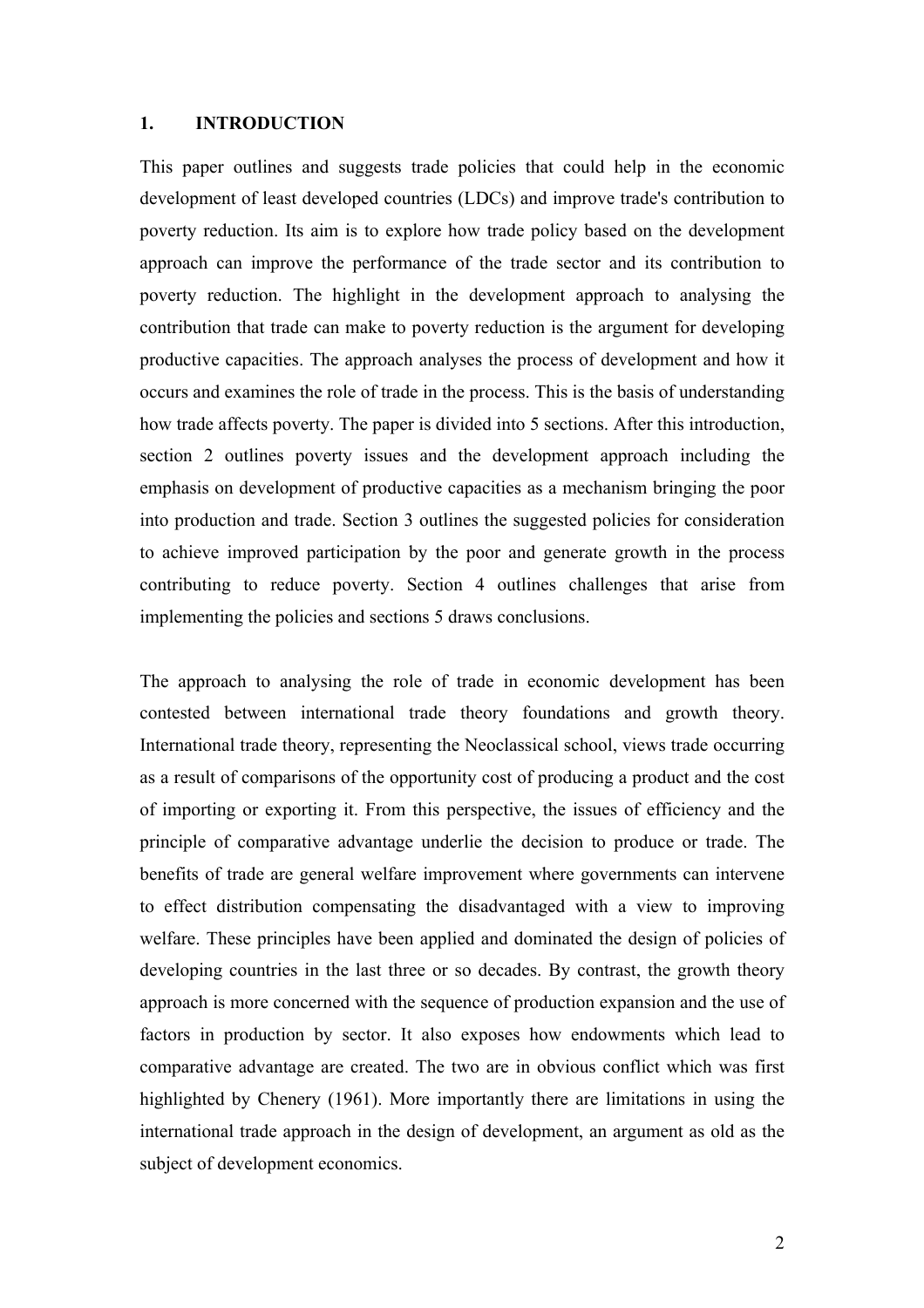## 1. INTRODUCTION

This paper outlines and suggests trade policies that could help in the economic development of least developed countries (LDCs) and improve trade's contribution to poverty reduction. Its aim is to explore how trade policy based on the development approach can improve the performance of the trade sector and its contribution to poverty reduction. The highlight in the development approach to analysing the contribution that trade can make to poverty reduction is the argument for developing productive capacities. The approach analyses the process of development and how it occurs and examines the role of trade in the process. This is the basis of understanding how trade affects poverty. The paper is divided into 5 sections. After this introduction, section 2 outlines poverty issues and the development approach including the emphasis on development of productive capacities as a mechanism bringing the poor into production and trade. Section 3 outlines the suggested policies for consideration to achieve improved participation by the poor and generate growth in the process contributing to reduce poverty. Section 4 outlines challenges that arise from implementing the policies and sections 5 draws conclusions.

The approach to analysing the role of trade in economic development has been contested between international trade theory foundations and growth theory. International trade theory, representing the Neoclassical school, views trade occurring as a result of comparisons of the opportunity cost of producing a product and the cost of importing or exporting it. From this perspective, the issues of efficiency and the principle of comparative advantage underlie the decision to produce or trade. The benefits of trade are general welfare improvement where governments can intervene to effect distribution compensating the disadvantaged with a view to improving welfare. These principles have been applied and dominated the design of policies of developing countries in the last three or so decades. By contrast, the growth theory approach is more concerned with the sequence of production expansion and the use of factors in production by sector. It also exposes how endowments which lead to comparative advantage are created. The two are in obvious conflict which was first highlighted by Chenery (1961). More importantly there are limitations in using the international trade approach in the design of development, an argument as old as the subject of development economics.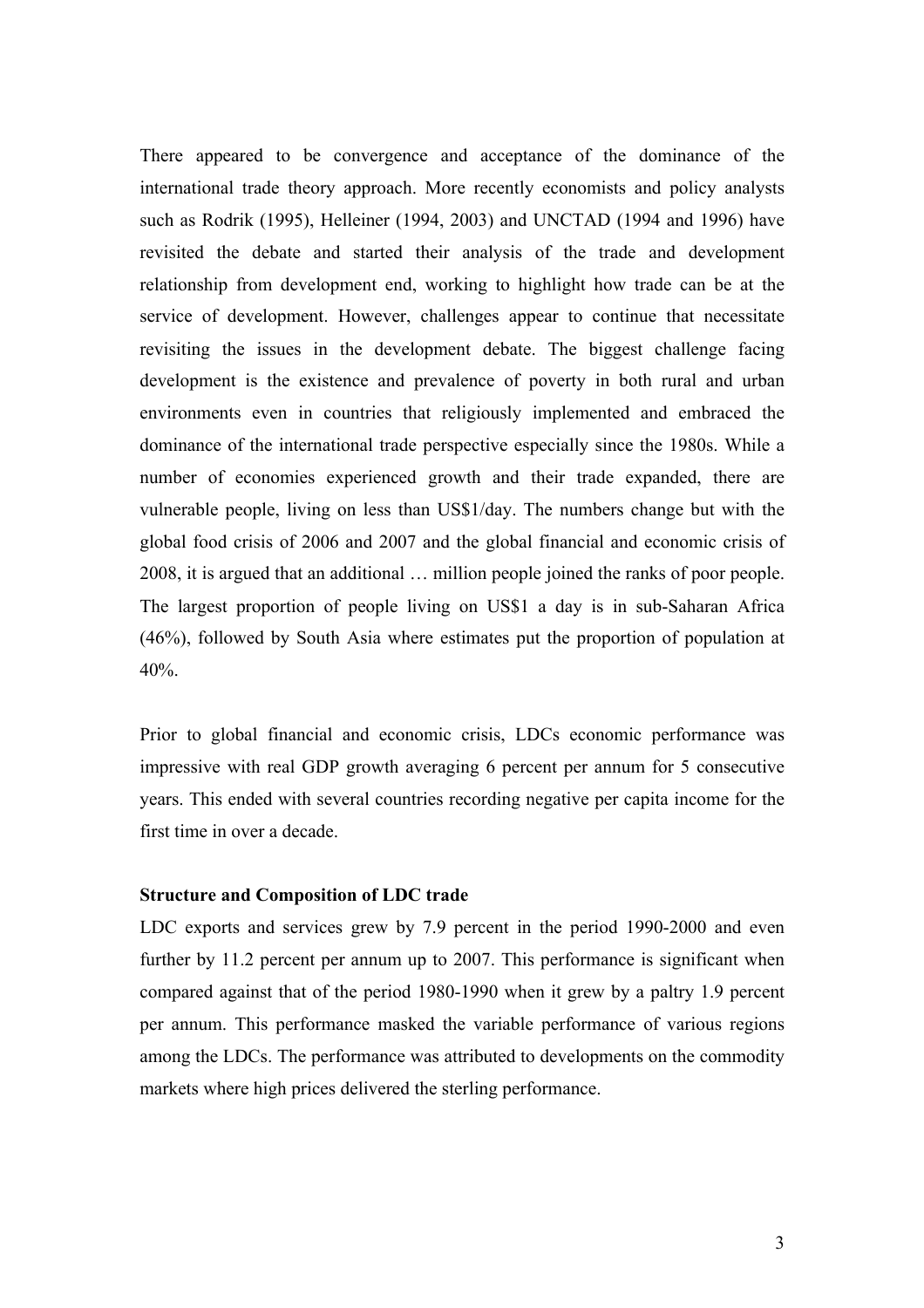There appeared to be convergence and acceptance of the dominance of the international trade theory approach. More recently economists and policy analysts such as Rodrik (1995), Helleiner (1994, 2003) and UNCTAD (1994 and 1996) have revisited the debate and started their analysis of the trade and development relationship from development end, working to highlight how trade can be at the service of development. However, challenges appear to continue that necessitate revisiting the issues in the development debate. The biggest challenge facing development is the existence and prevalence of poverty in both rural and urban environments even in countries that religiously implemented and embraced the dominance of the international trade perspective especially since the 1980s. While a number of economies experienced growth and their trade expanded, there are vulnerable people, living on less than US$1/day. The numbers change but with the global food crisis of 2006 and 2007 and the global financial and economic crisis of 2008, it is argued that an additional … million people joined the ranks of poor people. The largest proportion of people living on US$1 a day is in sub-Saharan Africa (46%), followed by South Asia where estimates put the proportion of population at 40%.

Prior to global financial and economic crisis, LDCs economic performance was impressive with real GDP growth averaging 6 percent per annum for 5 consecutive years. This ended with several countries recording negative per capita income for the first time in over a decade.

**Structure and Composition of LDC trade**

LDC exports and services grew by 7.9 percent in the period 1990-2000 and even further by 11.2 percent per annum up to 2007. This performance is significant when compared against that of the period 1980-1990 when it grew by a paltry 1.9 percent per annum. This performance masked the variable performance of various regions among the LDCs. The performance was attributed to developments on the commodity markets where high prices delivered the sterling performance.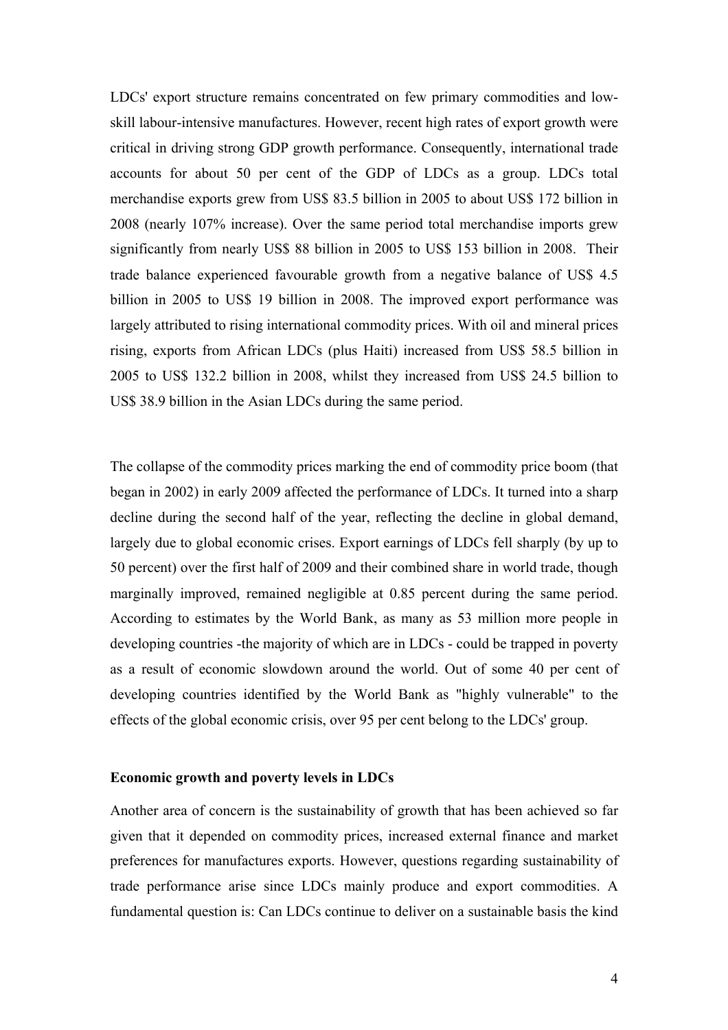LDCs' export structure remains concentrated on few primary commodities and low-skill labour-intensive manufactures. However, recent high rates of export growth were critical in driving strong GDP growth performance. Consequently, international trade accounts for about 50 per cent of the GDP of LDCs as a group. LDCs total merchandise exports grew from US$ 83.5 billion in 2005 to about US$ 172 billion in 2008 (nearly 107% increase). Over the same period total merchandise imports grew significantly from nearly US$ 88 billion in 2005 to US$ 153 billion in 2008. Their trade balance experienced favourable growth from a negative balance of US$ 4.5 billion in 2005 to US$ 19 billion in 2008. The improved export performance was largely attributed to rising international commodity prices. With oil and mineral prices rising, exports from African LDCs (plus Haiti) increased from US$ 58.5 billion in 2005 to US$ 132.2 billion in 2008, whilst they increased from US$ 24.5 billion to US$ 38.9 billion in the Asian LDCs during the same period.

The collapse of the commodity prices marking the end of commodity price boom (that began in 2002) in early 2009 affected the performance of LDCs. It turned into a sharp decline during the second half of the year, reflecting the decline in global demand, largely due to global economic crises. Export earnings of LDCs fell sharply (by up to 50 percent) over the first half of 2009 and their combined share in world trade, though marginally improved, remained negligible at 0.85 percent during the same period. According to estimates by the World Bank, as many as 53 million more people in developing countries -the majority of which are in LDCs - could be trapped in poverty as a result of economic slowdown around the world. Out of some 40 per cent of developing countries identified by the World Bank as "highly vulnerable" to the effects of the global economic crisis, over 95 per cent belong to the LDCs' group.

**Economic growth and poverty levels in LDCs**

Another area of concern is the sustainability of growth that has been achieved so far given that it depended on commodity prices, increased external finance and market preferences for manufactures exports. However, questions regarding sustainability of trade performance arise since LDCs mainly produce and export commodities. A fundamental question is: Can LDCs continue to deliver on a sustainable basis the kind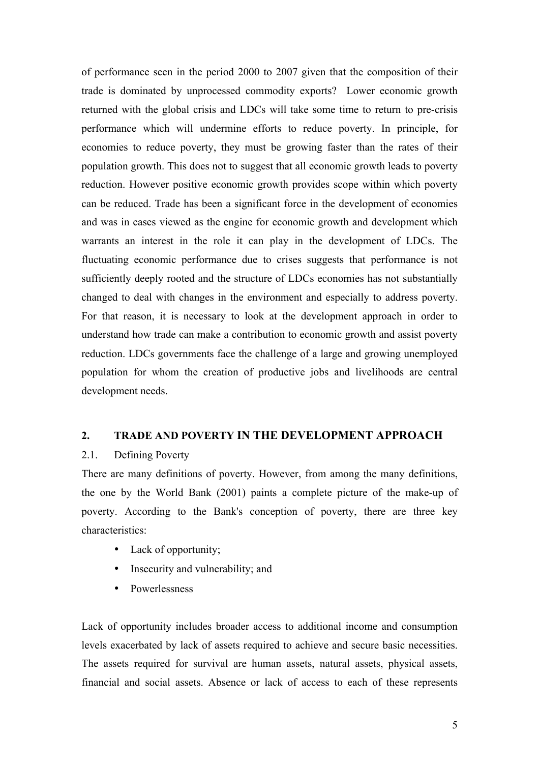of performance seen in the period 2000 to 2007 given that the composition of their trade is dominated by unprocessed commodity exports? Lower economic growth returned with the global crisis and LDCs will take some time to return to pre-crisis performance which will undermine efforts to reduce poverty. In principle, for economies to reduce poverty, they must be growing faster than the rates of their population growth. This does not to suggest that all economic growth leads to poverty reduction. However positive economic growth provides scope within which poverty can be reduced. Trade has been a significant force in the development of economies and was in cases viewed as the engine for economic growth and development which warrants an interest in the role it can play in the development of LDCs. The fluctuating economic performance due to crises suggests that performance is not sufficiently deeply rooted and the structure of LDCs economies has not substantially changed to deal with changes in the environment and especially to address poverty. For that reason, it is necessary to look at the development approach in order to understand how trade can make a contribution to economic growth and assist poverty reduction. LDCs governments face the challenge of a large and growing unemployed population for whom the creation of productive jobs and livelihoods are central development needs.

## 2. TRADE AND POVERTY IN THE DEVELOPMENT APPROACH

### 2.1. Defining Poverty

There are many definitions of poverty. However, from among the many definitions, the one by the World Bank (2001) paints a complete picture of the make-up of poverty. According to the Bank's conception of poverty, there are three key characteristics:

- Lack of opportunity;
- Insecurity and vulnerability; and
- Powerlessness

Lack of opportunity includes broader access to additional income and consumption levels exacerbated by lack of assets required to achieve and secure basic necessities. The assets required for survival are human assets, natural assets, physical assets, financial and social assets. Absence or lack of access to each of these represents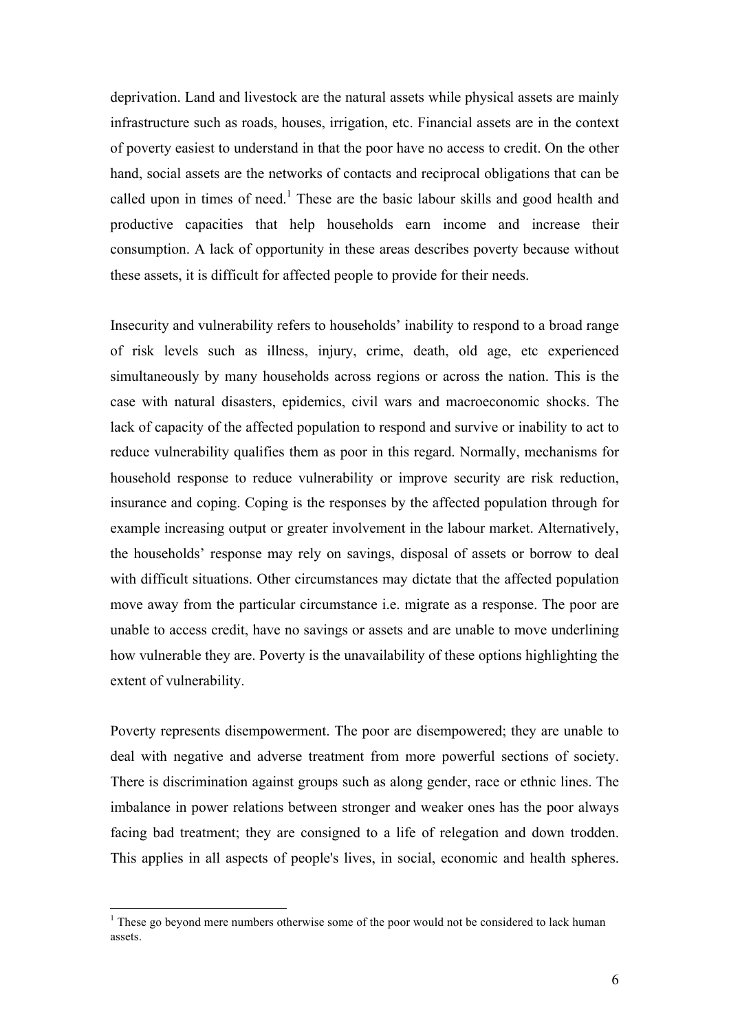deprivation. Land and livestock are the natural assets while physical assets are mainly infrastructure such as roads, houses, irrigation, etc. Financial assets are in the context of poverty easiest to understand in that the poor have no access to credit. On the other hand, social assets are the networks of contacts and reciprocal obligations that can be called upon in times of need.[1] These are the basic labour skills and good health and productive capacities that help households earn income and increase their consumption. A lack of opportunity in these areas describes poverty because without these assets, it is difficult for affected people to provide for their needs.

Insecurity and vulnerability refers to households' inability to respond to a broad range of risk levels such as illness, injury, crime, death, old age, etc experienced simultaneously by many households across regions or across the nation. This is the case with natural disasters, epidemics, civil wars and macroeconomic shocks. The lack of capacity of the affected population to respond and survive or inability to act to reduce vulnerability qualifies them as poor in this regard. Normally, mechanisms for household response to reduce vulnerability or improve security are risk reduction, insurance and coping. Coping is the responses by the affected population through for example increasing output or greater involvement in the labour market. Alternatively, the households' response may rely on savings, disposal of assets or borrow to deal with difficult situations. Other circumstances may dictate that the affected population move away from the particular circumstance i.e. migrate as a response. The poor are unable to access credit, have no savings or assets and are unable to move underlining how vulnerable they are. Poverty is the unavailability of these options highlighting the extent of vulnerability.

Poverty represents disempowerment. The poor are disempowered; they are unable to deal with negative and adverse treatment from more powerful sections of society. There is discrimination against groups such as along gender, race or ethnic lines. The imbalance in power relations between stronger and weaker ones has the poor always facing bad treatment; they are consigned to a life of relegation and down trodden. This applies in all aspects of people's lives, in social, economic and health spheres.

---

[1] These go beyond mere numbers otherwise some of the poor would not be considered to lack human assets.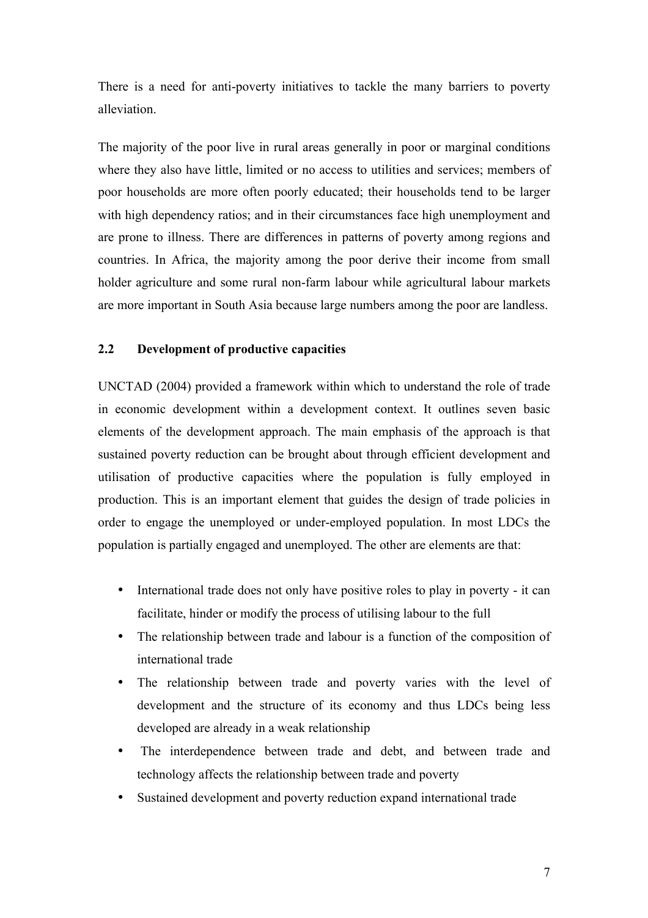There is a need for anti-poverty initiatives to tackle the many barriers to poverty alleviation.

The majority of the poor live in rural areas generally in poor or marginal conditions where they also have little, limited or no access to utilities and services; members of poor households are more often poorly educated; their households tend to be larger with high dependency ratios; and in their circumstances face high unemployment and are prone to illness. There are differences in patterns of poverty among regions and countries. In Africa, the majority among the poor derive their income from small holder agriculture and some rural non-farm labour while agricultural labour markets are more important in South Asia because large numbers among the poor are landless.

## 2.2 Development of productive capacities

UNCTAD (2004) provided a framework within which to understand the role of trade in economic development within a development context. It outlines seven basic elements of the development approach. The main emphasis of the approach is that sustained poverty reduction can be brought about through efficient development and utilisation of productive capacities where the population is fully employed in production. This is an important element that guides the design of trade policies in order to engage the unemployed or under-employed population. In most LDCs the population is partially engaged and unemployed. The other are elements are that:

- International trade does not only have positive roles to play in poverty - it can facilitate, hinder or modify the process of utilising labour to the full
- The relationship between trade and labour is a function of the composition of international trade
- The relationship between trade and poverty varies with the level of development and the structure of its economy and thus LDCs being less developed are already in a weak relationship
- The interdependence between trade and debt, and between trade and technology affects the relationship between trade and poverty
- Sustained development and poverty reduction expand international trade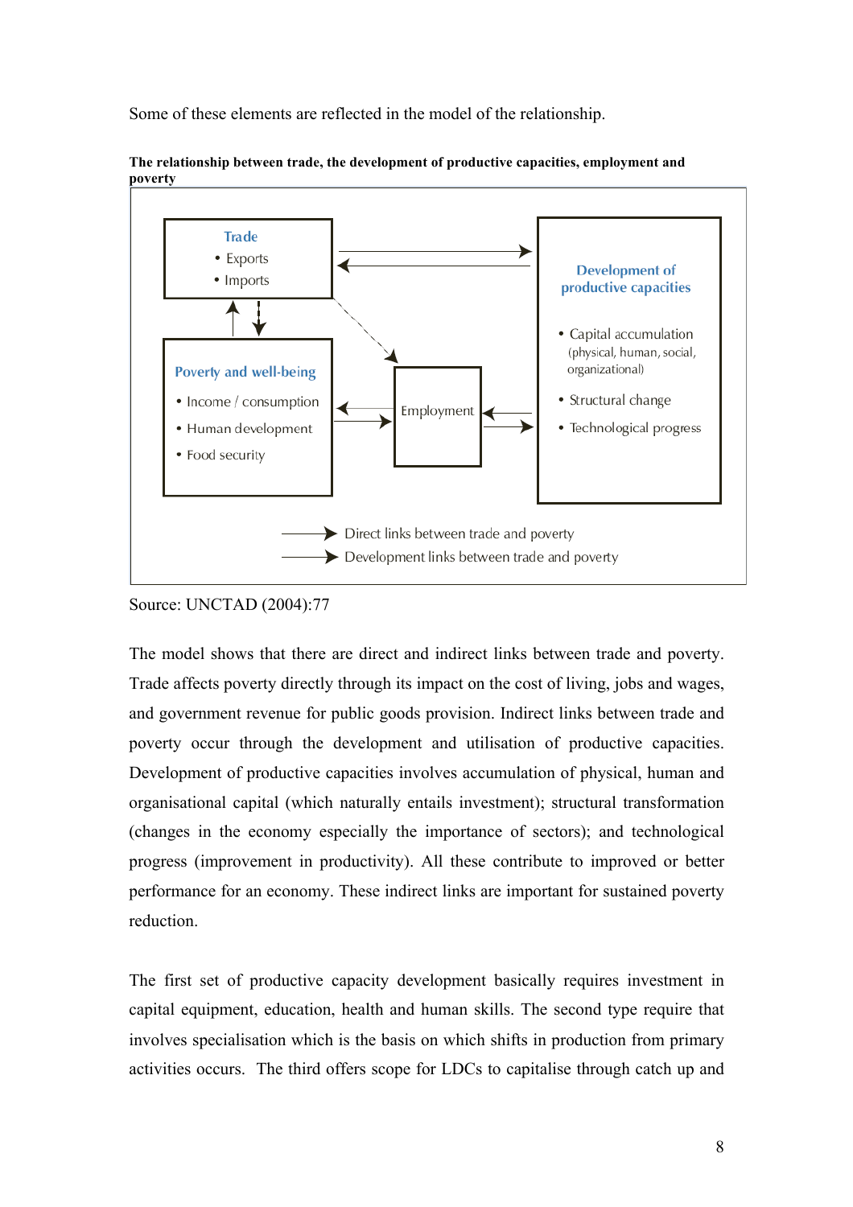Some of these elements are reflected in the model of the relationship.

**The relationship between trade, the development of productive capacities, employment and poverty**

Trade
- Exports
- Imports

Development of productive capacities
- Capital accumulation (physical, human, social, organizational)
- Structural change
- Technological progress

Poverty and well-being
- Income / consumption
- Human development
- Food security

Employment

Direct links between trade and poverty

Development links between trade and poverty

Source: UNCTAD (2004):77

The model shows that there are direct and indirect links between trade and poverty. Trade affects poverty directly through its impact on the cost of living, jobs and wages, and government revenue for public goods provision. Indirect links between trade and poverty occur through the development and utilisation of productive capacities. Development of productive capacities involves accumulation of physical, human and organisational capital (which naturally entails investment); structural transformation (changes in the economy especially the importance of sectors); and technological progress (improvement in productivity). All these contribute to improved or better performance for an economy. These indirect links are important for sustained poverty reduction.

The first set of productive capacity development basically requires investment in capital equipment, education, health and human skills. The second type require that involves specialisation which is the basis on which shifts in production from primary activities occurs. The third offers scope for LDCs to capitalise through catch up and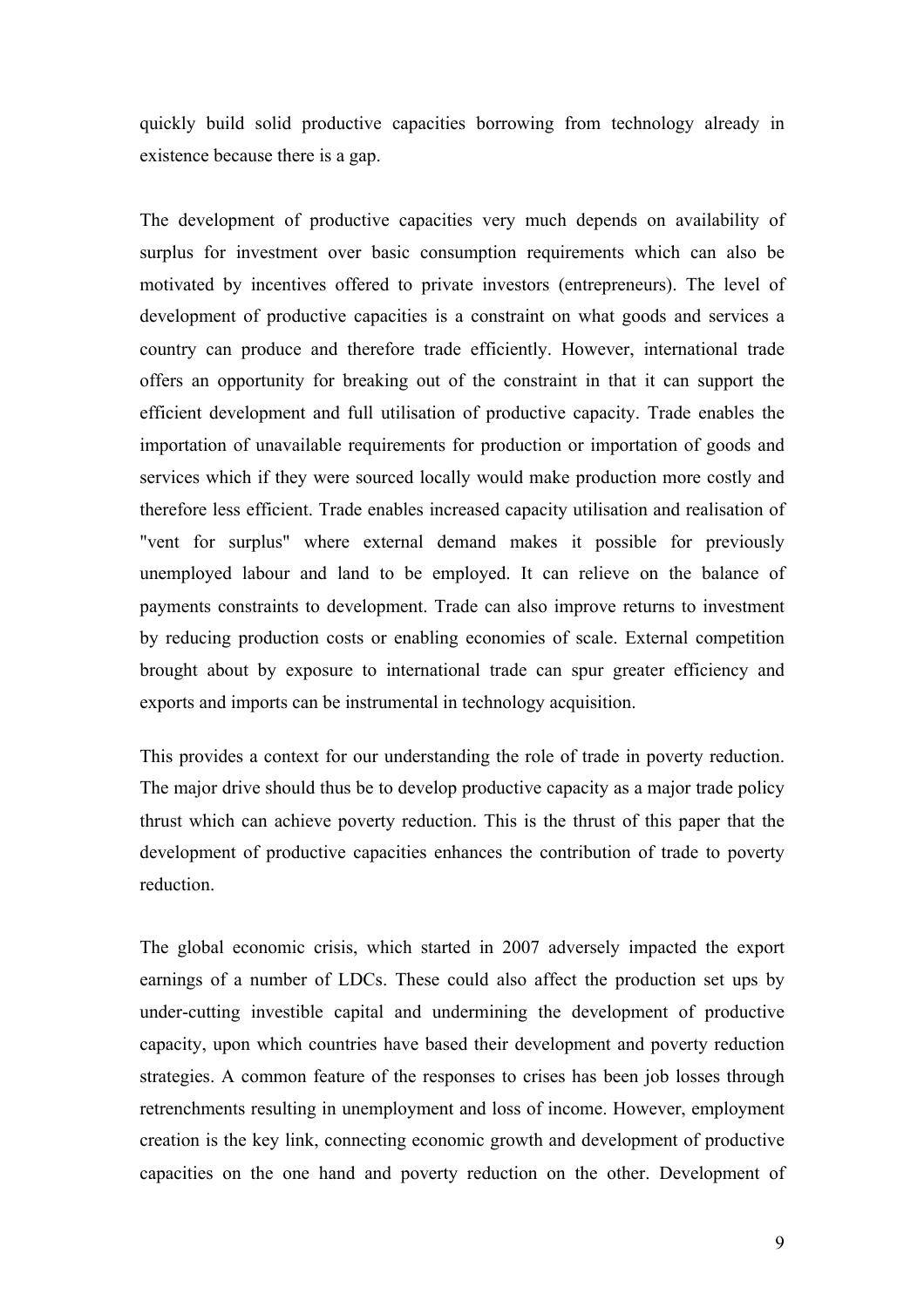quickly build solid productive capacities borrowing from technology already in existence because there is a gap.

The development of productive capacities very much depends on availability of surplus for investment over basic consumption requirements which can also be motivated by incentives offered to private investors (entrepreneurs). The level of development of productive capacities is a constraint on what goods and services a country can produce and therefore trade efficiently. However, international trade offers an opportunity for breaking out of the constraint in that it can support the efficient development and full utilisation of productive capacity. Trade enables the importation of unavailable requirements for production or importation of goods and services which if they were sourced locally would make production more costly and therefore less efficient. Trade enables increased capacity utilisation and realisation of "vent for surplus" where external demand makes it possible for previously unemployed labour and land to be employed. It can relieve on the balance of payments constraints to development. Trade can also improve returns to investment by reducing production costs or enabling economies of scale. External competition brought about by exposure to international trade can spur greater efficiency and exports and imports can be instrumental in technology acquisition.

This provides a context for our understanding the role of trade in poverty reduction. The major drive should thus be to develop productive capacity as a major trade policy thrust which can achieve poverty reduction. This is the thrust of this paper that the development of productive capacities enhances the contribution of trade to poverty reduction.

The global economic crisis, which started in 2007 adversely impacted the export earnings of a number of LDCs. These could also affect the production set ups by under-cutting investible capital and undermining the development of productive capacity, upon which countries have based their development and poverty reduction strategies. A common feature of the responses to crises has been job losses through retrenchments resulting in unemployment and loss of income. However, employment creation is the key link, connecting economic growth and development of productive capacities on the one hand and poverty reduction on the other. Development of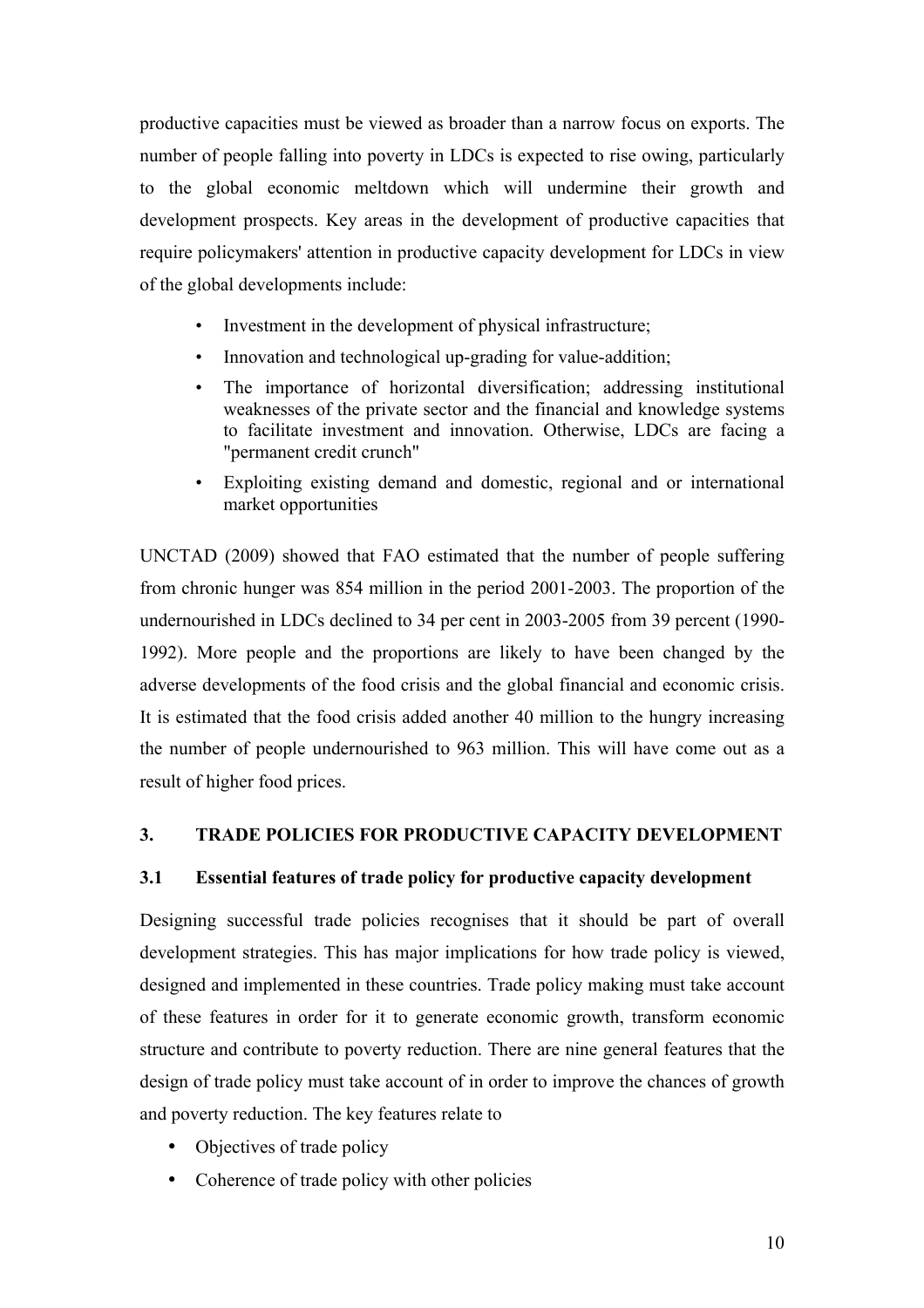productive capacities must be viewed as broader than a narrow focus on exports. The number of people falling into poverty in LDCs is expected to rise owing, particularly to the global economic meltdown which will undermine their growth and development prospects. Key areas in the development of productive capacities that require policymakers' attention in productive capacity development for LDCs in view of the global developments include:

- Investment in the development of physical infrastructure;
- Innovation and technological up-grading for value-addition;
- The importance of horizontal diversification; addressing institutional weaknesses of the private sector and the financial and knowledge systems to facilitate investment and innovation. Otherwise, LDCs are facing a "permanent credit crunch"
- Exploiting existing demand and domestic, regional and or international market opportunities

UNCTAD (2009) showed that FAO estimated that the number of people suffering from chronic hunger was 854 million in the period 2001-2003. The proportion of the undernourished in LDCs declined to 34 per cent in 2003-2005 from 39 percent (1990-1992). More people and the proportions are likely to have been changed by the adverse developments of the food crisis and the global financial and economic crisis. It is estimated that the food crisis added another 40 million to the hungry increasing the number of people undernourished to 963 million. This will have come out as a result of higher food prices.

## 3. TRADE POLICIES FOR PRODUCTIVE CAPACITY DEVELOPMENT

### 3.1 Essential features of trade policy for productive capacity development

Designing successful trade policies recognises that it should be part of overall development strategies. This has major implications for how trade policy is viewed, designed and implemented in these countries. Trade policy making must take account of these features in order for it to generate economic growth, transform economic structure and contribute to poverty reduction. There are nine general features that the design of trade policy must take account of in order to improve the chances of growth and poverty reduction. The key features relate to

- Objectives of trade policy
- Coherence of trade policy with other policies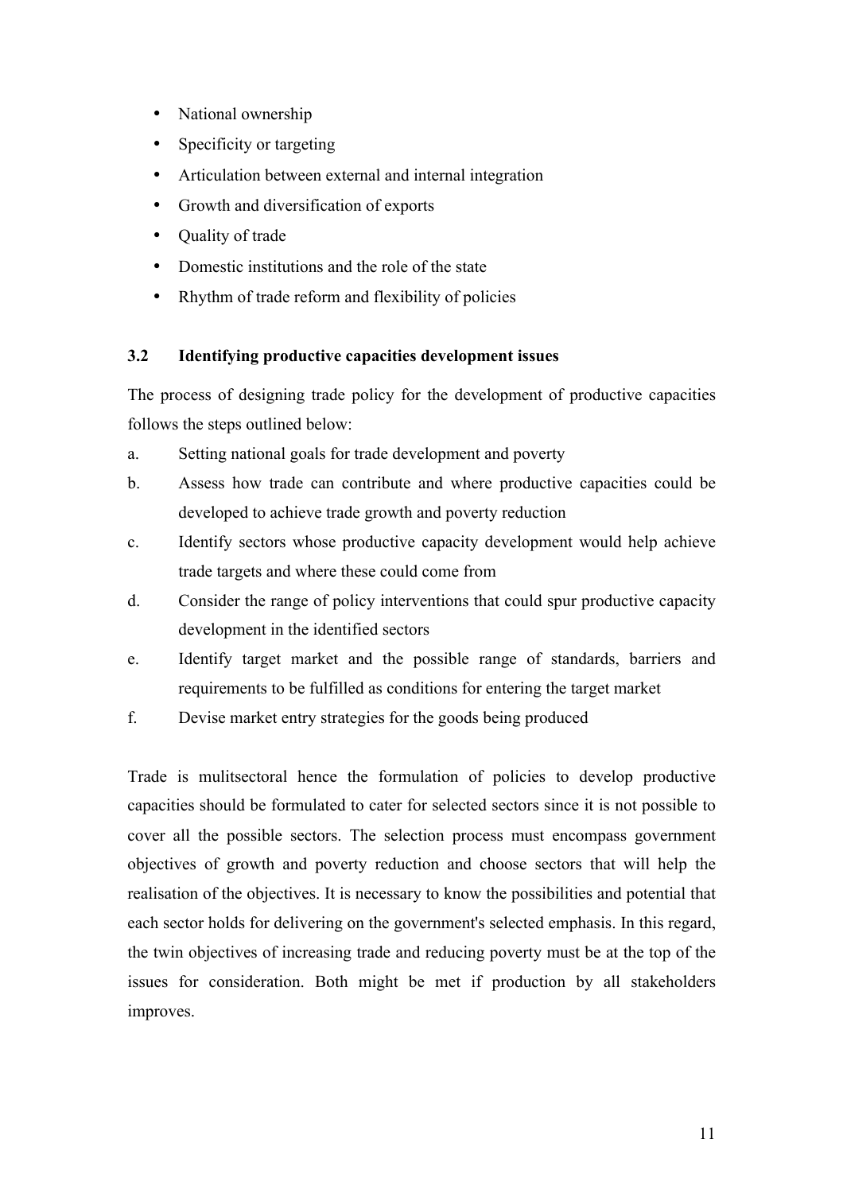- National ownership
- Specificity or targeting
- Articulation between external and internal integration
- Growth and diversification of exports
- Quality of trade
- Domestic institutions and the role of the state
- Rhythm of trade reform and flexibility of policies

### 3.2 Identifying productive capacities development issues

The process of designing trade policy for the development of productive capacities follows the steps outlined below:

a. Setting national goals for trade development and poverty
b. Assess how trade can contribute and where productive capacities could be developed to achieve trade growth and poverty reduction
c. Identify sectors whose productive capacity development would help achieve trade targets and where these could come from
d. Consider the range of policy interventions that could spur productive capacity development in the identified sectors
e. Identify target market and the possible range of standards, barriers and requirements to be fulfilled as conditions for entering the target market
f. Devise market entry strategies for the goods being produced

Trade is mulitsectoral hence the formulation of policies to develop productive capacities should be formulated to cater for selected sectors since it is not possible to cover all the possible sectors. The selection process must encompass government objectives of growth and poverty reduction and choose sectors that will help the realisation of the objectives. It is necessary to know the possibilities and potential that each sector holds for delivering on the government's selected emphasis. In this regard, the twin objectives of increasing trade and reducing poverty must be at the top of the issues for consideration. Both might be met if production by all stakeholders improves.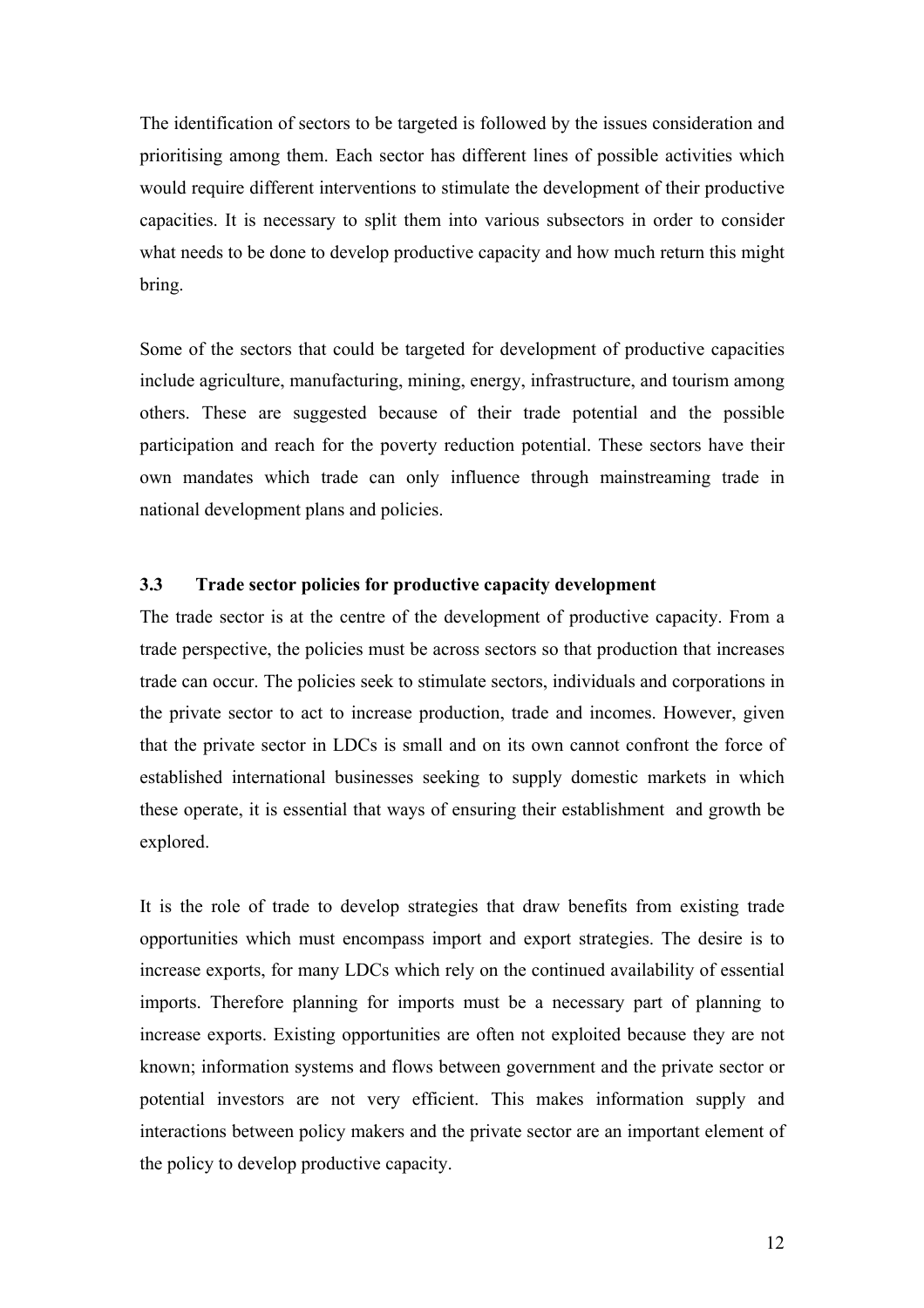The identification of sectors to be targeted is followed by the issues consideration and prioritising among them. Each sector has different lines of possible activities which would require different interventions to stimulate the development of their productive capacities. It is necessary to split them into various subsectors in order to consider what needs to be done to develop productive capacity and how much return this might bring.

Some of the sectors that could be targeted for development of productive capacities include agriculture, manufacturing, mining, energy, infrastructure, and tourism among others. These are suggested because of their trade potential and the possible participation and reach for the poverty reduction potential. These sectors have their own mandates which trade can only influence through mainstreaming trade in national development plans and policies.

### 3.3 Trade sector policies for productive capacity development

The trade sector is at the centre of the development of productive capacity. From a trade perspective, the policies must be across sectors so that production that increases trade can occur. The policies seek to stimulate sectors, individuals and corporations in the private sector to act to increase production, trade and incomes. However, given that the private sector in LDCs is small and on its own cannot confront the force of established international businesses seeking to supply domestic markets in which these operate, it is essential that ways of ensuring their establishment and growth be explored.

It is the role of trade to develop strategies that draw benefits from existing trade opportunities which must encompass import and export strategies. The desire is to increase exports, for many LDCs which rely on the continued availability of essential imports. Therefore planning for imports must be a necessary part of planning to increase exports. Existing opportunities are often not exploited because they are not known; information systems and flows between government and the private sector or potential investors are not very efficient. This makes information supply and interactions between policy makers and the private sector are an important element of the policy to develop productive capacity.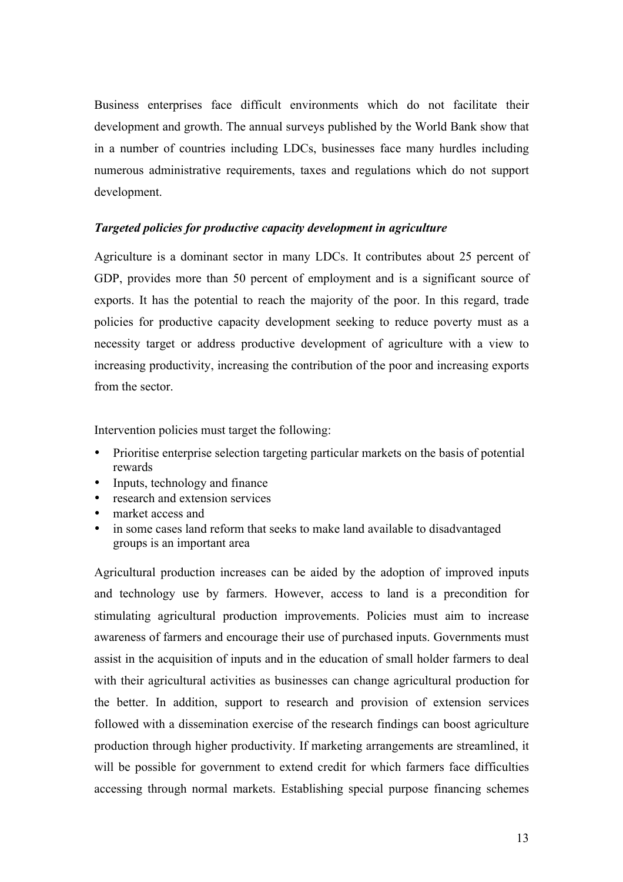Business enterprises face difficult environments which do not facilitate their development and growth. The annual surveys published by the World Bank show that in a number of countries including LDCs, businesses face many hurdles including numerous administrative requirements, taxes and regulations which do not support development.

***Targeted policies for productive capacity development in agriculture***

Agriculture is a dominant sector in many LDCs. It contributes about 25 percent of GDP, provides more than 50 percent of employment and is a significant source of exports. It has the potential to reach the majority of the poor. In this regard, trade policies for productive capacity development seeking to reduce poverty must as a necessity target or address productive development of agriculture with a view to increasing productivity, increasing the contribution of the poor and increasing exports from the sector.

Intervention policies must target the following:

- Prioritise enterprise selection targeting particular markets on the basis of potential rewards
- Inputs, technology and finance
- research and extension services
- market access and
- in some cases land reform that seeks to make land available to disadvantaged groups is an important area

Agricultural production increases can be aided by the adoption of improved inputs and technology use by farmers. However, access to land is a precondition for stimulating agricultural production improvements. Policies must aim to increase awareness of farmers and encourage their use of purchased inputs. Governments must assist in the acquisition of inputs and in the education of small holder farmers to deal with their agricultural activities as businesses can change agricultural production for the better. In addition, support to research and provision of extension services followed with a dissemination exercise of the research findings can boost agriculture production through higher productivity. If marketing arrangements are streamlined, it will be possible for government to extend credit for which farmers face difficulties accessing through normal markets. Establishing special purpose financing schemes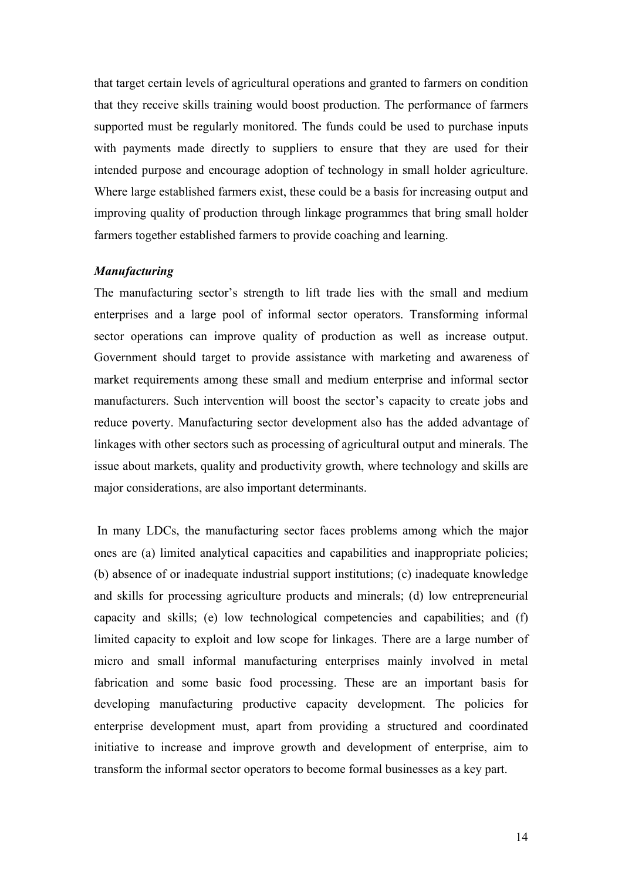that target certain levels of agricultural operations and granted to farmers on condition that they receive skills training would boost production. The performance of farmers supported must be regularly monitored. The funds could be used to purchase inputs with payments made directly to suppliers to ensure that they are used for their intended purpose and encourage adoption of technology in small holder agriculture. Where large established farmers exist, these could be a basis for increasing output and improving quality of production through linkage programmes that bring small holder farmers together established farmers to provide coaching and learning.

***Manufacturing***

The manufacturing sector's strength to lift trade lies with the small and medium enterprises and a large pool of informal sector operators. Transforming informal sector operations can improve quality of production as well as increase output. Government should target to provide assistance with marketing and awareness of market requirements among these small and medium enterprise and informal sector manufacturers. Such intervention will boost the sector's capacity to create jobs and reduce poverty. Manufacturing sector development also has the added advantage of linkages with other sectors such as processing of agricultural output and minerals. The issue about markets, quality and productivity growth, where technology and skills are major considerations, are also important determinants.

In many LDCs, the manufacturing sector faces problems among which the major ones are (a) limited analytical capacities and capabilities and inappropriate policies; (b) absence of or inadequate industrial support institutions; (c) inadequate knowledge and skills for processing agriculture products and minerals; (d) low entrepreneurial capacity and skills; (e) low technological competencies and capabilities; and (f) limited capacity to exploit and low scope for linkages. There are a large number of micro and small informal manufacturing enterprises mainly involved in metal fabrication and some basic food processing. These are an important basis for developing manufacturing productive capacity development. The policies for enterprise development must, apart from providing a structured and coordinated initiative to increase and improve growth and development of enterprise, aim to transform the informal sector operators to become formal businesses as a key part.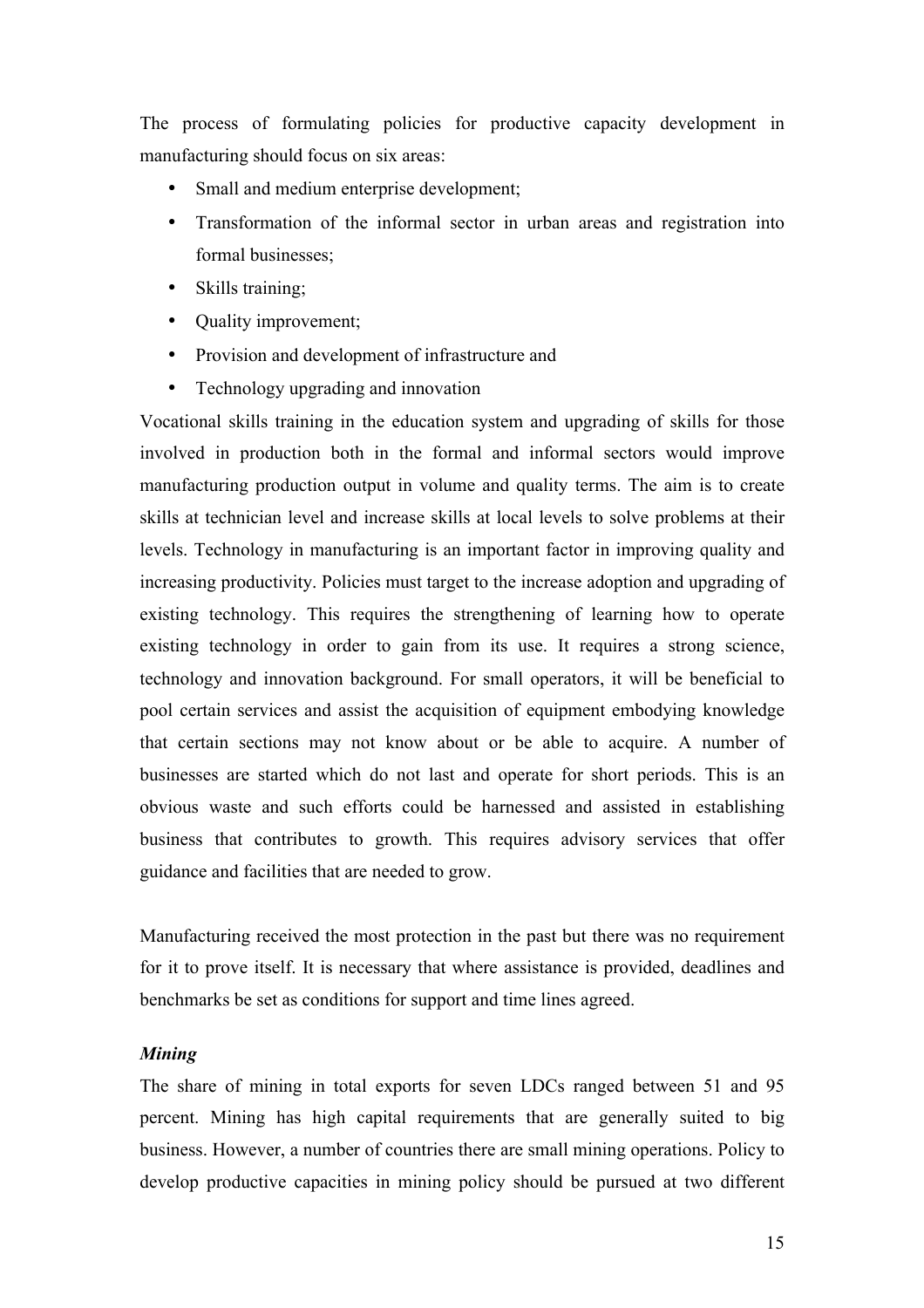The process of formulating policies for productive capacity development in manufacturing should focus on six areas:

- Small and medium enterprise development;
- Transformation of the informal sector in urban areas and registration into formal businesses;
- Skills training;
- Quality improvement;
- Provision and development of infrastructure and
- Technology upgrading and innovation

Vocational skills training in the education system and upgrading of skills for those involved in production both in the formal and informal sectors would improve manufacturing production output in volume and quality terms. The aim is to create skills at technician level and increase skills at local levels to solve problems at their levels. Technology in manufacturing is an important factor in improving quality and increasing productivity. Policies must target to the increase adoption and upgrading of existing technology. This requires the strengthening of learning how to operate existing technology in order to gain from its use. It requires a strong science, technology and innovation background. For small operators, it will be beneficial to pool certain services and assist the acquisition of equipment embodying knowledge that certain sections may not know about or be able to acquire. A number of businesses are started which do not last and operate for short periods. This is an obvious waste and such efforts could be harnessed and assisted in establishing business that contributes to growth. This requires advisory services that offer guidance and facilities that are needed to grow.

Manufacturing received the most protection in the past but there was no requirement for it to prove itself. It is necessary that where assistance is provided, deadlines and benchmarks be set as conditions for support and time lines agreed.

***Mining***

The share of mining in total exports for seven LDCs ranged between 51 and 95 percent. Mining has high capital requirements that are generally suited to big business. However, a number of countries there are small mining operations. Policy to develop productive capacities in mining policy should be pursued at two different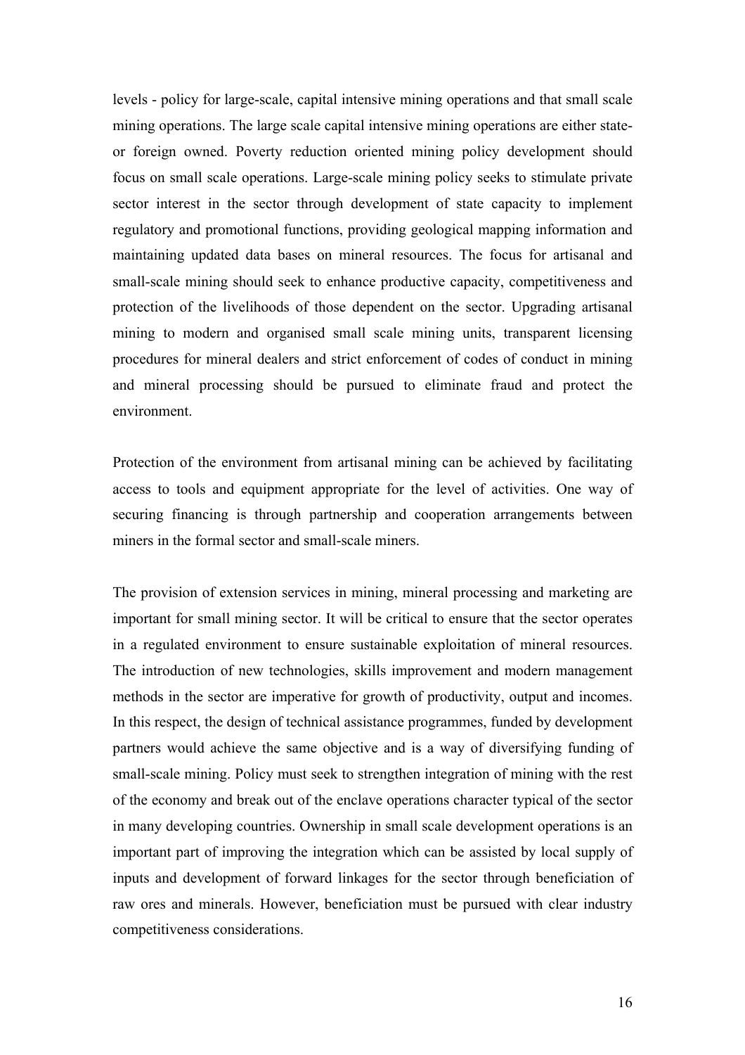levels - policy for large-scale, capital intensive mining operations and that small scale mining operations. The large scale capital intensive mining operations are either state- or foreign owned. Poverty reduction oriented mining policy development should focus on small scale operations. Large-scale mining policy seeks to stimulate private sector interest in the sector through development of state capacity to implement regulatory and promotional functions, providing geological mapping information and maintaining updated data bases on mineral resources. The focus for artisanal and small-scale mining should seek to enhance productive capacity, competitiveness and protection of the livelihoods of those dependent on the sector. Upgrading artisanal mining to modern and organised small scale mining units, transparent licensing procedures for mineral dealers and strict enforcement of codes of conduct in mining and mineral processing should be pursued to eliminate fraud and protect the environment.

Protection of the environment from artisanal mining can be achieved by facilitating access to tools and equipment appropriate for the level of activities. One way of securing financing is through partnership and cooperation arrangements between miners in the formal sector and small-scale miners.

The provision of extension services in mining, mineral processing and marketing are important for small mining sector. It will be critical to ensure that the sector operates in a regulated environment to ensure sustainable exploitation of mineral resources. The introduction of new technologies, skills improvement and modern management methods in the sector are imperative for growth of productivity, output and incomes. In this respect, the design of technical assistance programmes, funded by development partners would achieve the same objective and is a way of diversifying funding of small-scale mining. Policy must seek to strengthen integration of mining with the rest of the economy and break out of the enclave operations character typical of the sector in many developing countries. Ownership in small scale development operations is an important part of improving the integration which can be assisted by local supply of inputs and development of forward linkages for the sector through beneficiation of raw ores and minerals. However, beneficiation must be pursued with clear industry competitiveness considerations.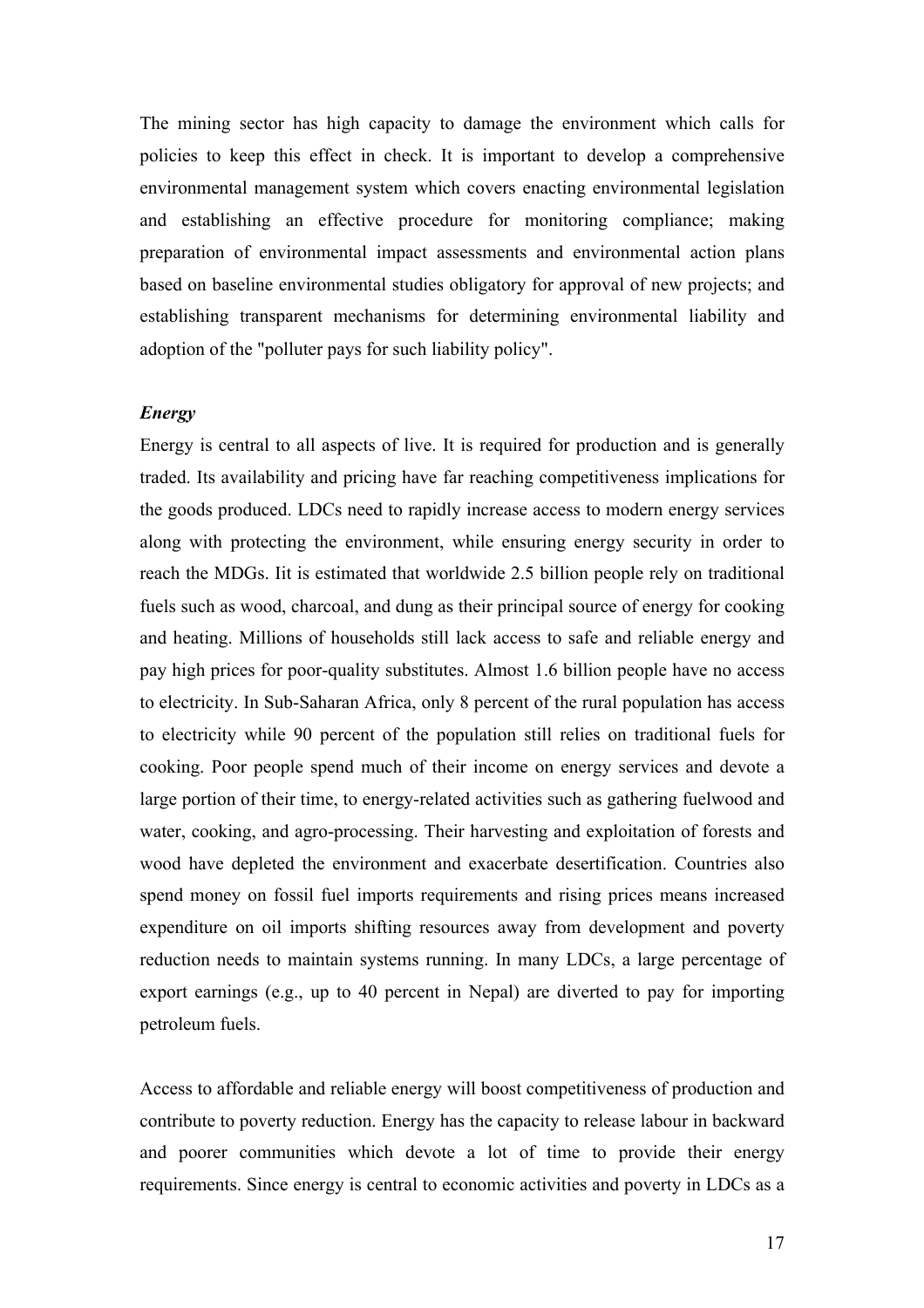The mining sector has high capacity to damage the environment which calls for policies to keep this effect in check. It is important to develop a comprehensive environmental management system which covers enacting environmental legislation and establishing an effective procedure for monitoring compliance; making preparation of environmental impact assessments and environmental action plans based on baseline environmental studies obligatory for approval of new projects; and establishing transparent mechanisms for determining environmental liability and adoption of the "polluter pays for such liability policy".

***Energy***

Energy is central to all aspects of live. It is required for production and is generally traded. Its availability and pricing have far reaching competitiveness implications for the goods produced. LDCs need to rapidly increase access to modern energy services along with protecting the environment, while ensuring energy security in order to reach the MDGs. Iit is estimated that worldwide 2.5 billion people rely on traditional fuels such as wood, charcoal, and dung as their principal source of energy for cooking and heating. Millions of households still lack access to safe and reliable energy and pay high prices for poor-quality substitutes. Almost 1.6 billion people have no access to electricity. In Sub-Saharan Africa, only 8 percent of the rural population has access to electricity while 90 percent of the population still relies on traditional fuels for cooking. Poor people spend much of their income on energy services and devote a large portion of their time, to energy-related activities such as gathering fuelwood and water, cooking, and agro-processing. Their harvesting and exploitation of forests and wood have depleted the environment and exacerbate desertification. Countries also spend money on fossil fuel imports requirements and rising prices means increased expenditure on oil imports shifting resources away from development and poverty reduction needs to maintain systems running. In many LDCs, a large percentage of export earnings (e.g., up to 40 percent in Nepal) are diverted to pay for importing petroleum fuels.

Access to affordable and reliable energy will boost competitiveness of production and contribute to poverty reduction. Energy has the capacity to release labour in backward and poorer communities which devote a lot of time to provide their energy requirements. Since energy is central to economic activities and poverty in LDCs as a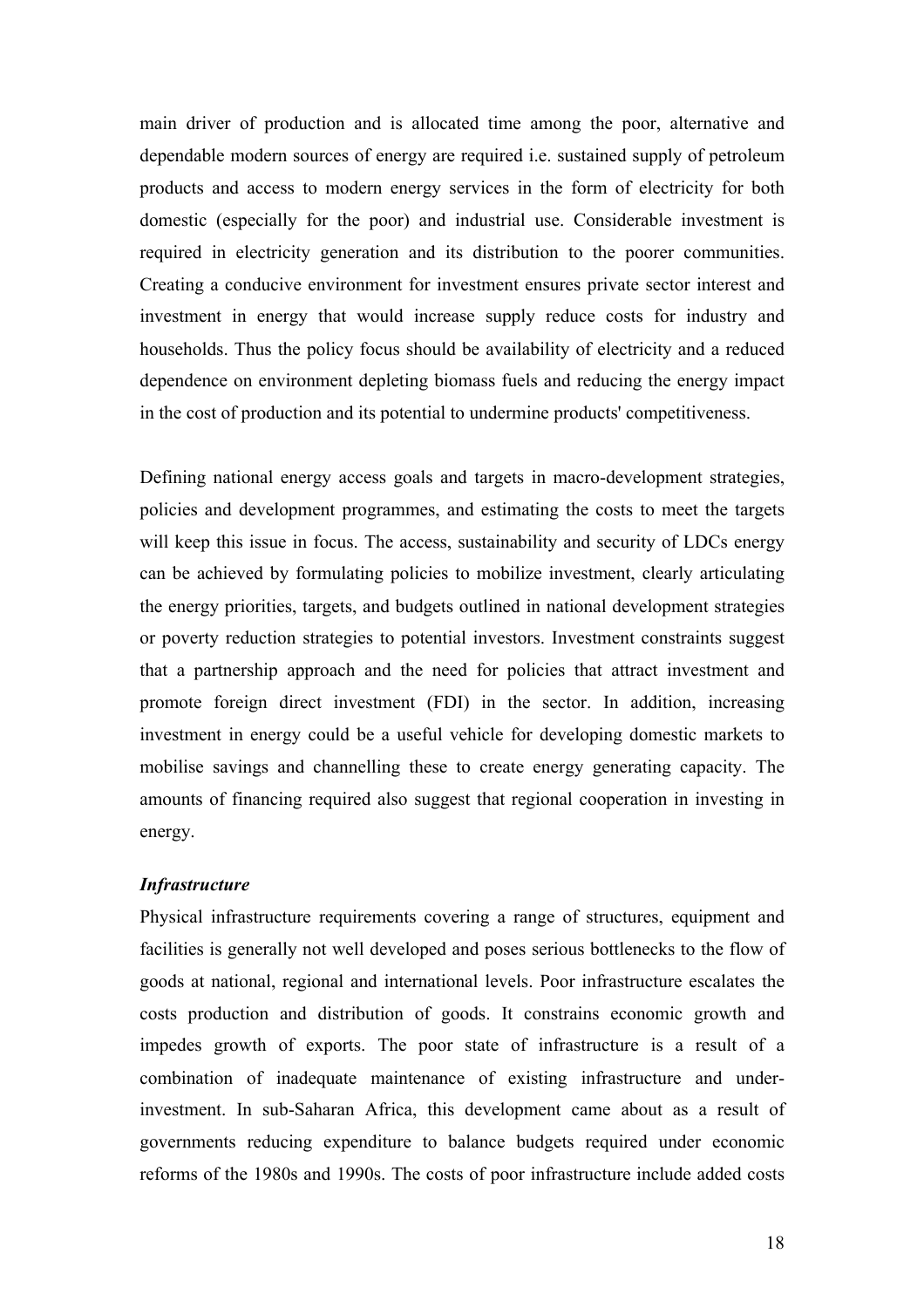main driver of production and is allocated time among the poor, alternative and dependable modern sources of energy are required i.e. sustained supply of petroleum products and access to modern energy services in the form of electricity for both domestic (especially for the poor) and industrial use. Considerable investment is required in electricity generation and its distribution to the poorer communities. Creating a conducive environment for investment ensures private sector interest and investment in energy that would increase supply reduce costs for industry and households. Thus the policy focus should be availability of electricity and a reduced dependence on environment depleting biomass fuels and reducing the energy impact in the cost of production and its potential to undermine products' competitiveness.

Defining national energy access goals and targets in macro-development strategies, policies and development programmes, and estimating the costs to meet the targets will keep this issue in focus. The access, sustainability and security of LDCs energy can be achieved by formulating policies to mobilize investment, clearly articulating the energy priorities, targets, and budgets outlined in national development strategies or poverty reduction strategies to potential investors. Investment constraints suggest that a partnership approach and the need for policies that attract investment and promote foreign direct investment (FDI) in the sector. In addition, increasing investment in energy could be a useful vehicle for developing domestic markets to mobilise savings and channelling these to create energy generating capacity. The amounts of financing required also suggest that regional cooperation in investing in energy.

***Infrastructure***

Physical infrastructure requirements covering a range of structures, equipment and facilities is generally not well developed and poses serious bottlenecks to the flow of goods at national, regional and international levels. Poor infrastructure escalates the costs production and distribution of goods. It constrains economic growth and impedes growth of exports. The poor state of infrastructure is a result of a combination of inadequate maintenance of existing infrastructure and under-investment. In sub-Saharan Africa, this development came about as a result of governments reducing expenditure to balance budgets required under economic reforms of the 1980s and 1990s. The costs of poor infrastructure include added costs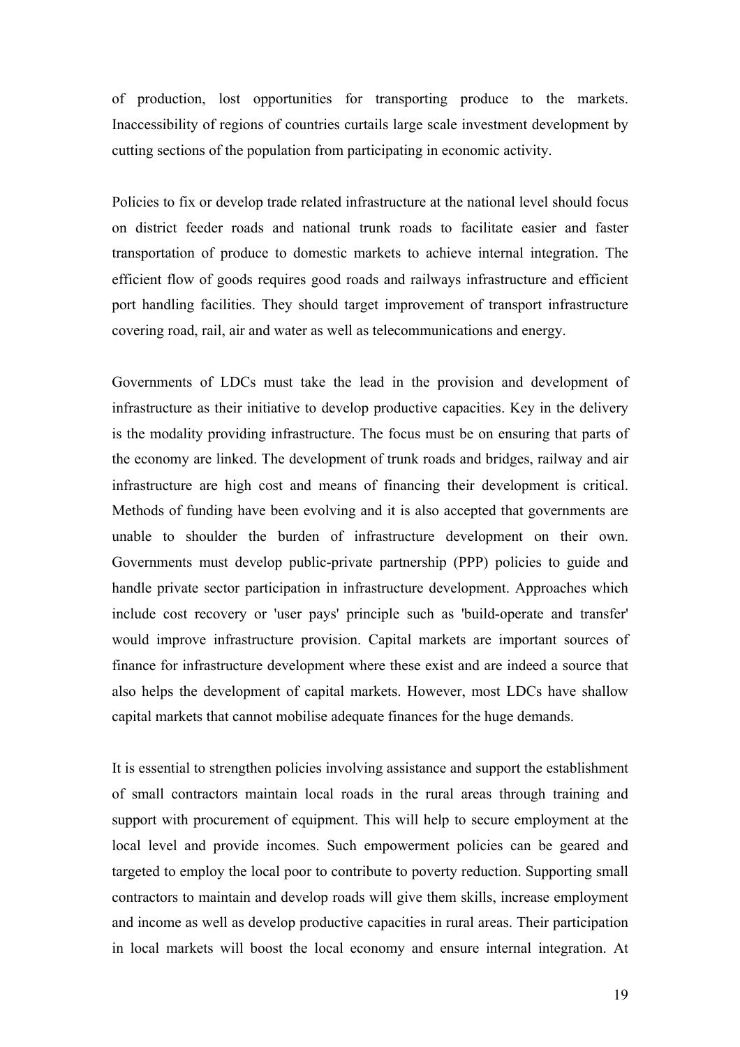of production, lost opportunities for transporting produce to the markets. Inaccessibility of regions of countries curtails large scale investment development by cutting sections of the population from participating in economic activity.

Policies to fix or develop trade related infrastructure at the national level should focus on district feeder roads and national trunk roads to facilitate easier and faster transportation of produce to domestic markets to achieve internal integration. The efficient flow of goods requires good roads and railways infrastructure and efficient port handling facilities. They should target improvement of transport infrastructure covering road, rail, air and water as well as telecommunications and energy.

Governments of LDCs must take the lead in the provision and development of infrastructure as their initiative to develop productive capacities. Key in the delivery is the modality providing infrastructure. The focus must be on ensuring that parts of the economy are linked. The development of trunk roads and bridges, railway and air infrastructure are high cost and means of financing their development is critical. Methods of funding have been evolving and it is also accepted that governments are unable to shoulder the burden of infrastructure development on their own. Governments must develop public-private partnership (PPP) policies to guide and handle private sector participation in infrastructure development. Approaches which include cost recovery or 'user pays' principle such as 'build-operate and transfer' would improve infrastructure provision. Capital markets are important sources of finance for infrastructure development where these exist and are indeed a source that also helps the development of capital markets. However, most LDCs have shallow capital markets that cannot mobilise adequate finances for the huge demands.

It is essential to strengthen policies involving assistance and support the establishment of small contractors maintain local roads in the rural areas through training and support with procurement of equipment. This will help to secure employment at the local level and provide incomes. Such empowerment policies can be geared and targeted to employ the local poor to contribute to poverty reduction. Supporting small contractors to maintain and develop roads will give them skills, increase employment and income as well as develop productive capacities in rural areas. Their participation in local markets will boost the local economy and ensure internal integration. At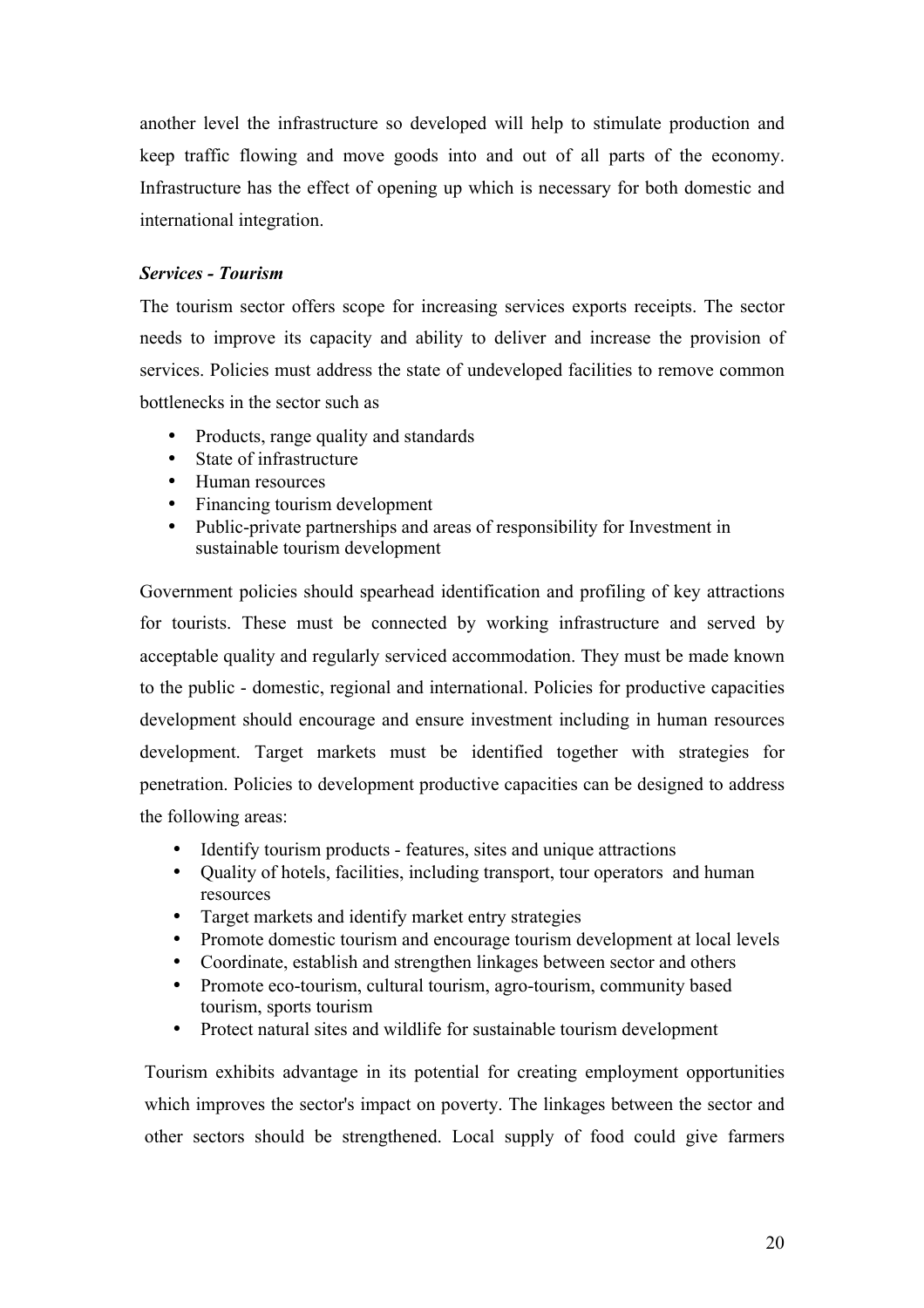another level the infrastructure so developed will help to stimulate production and keep traffic flowing and move goods into and out of all parts of the economy. Infrastructure has the effect of opening up which is necessary for both domestic and international integration.

***Services - Tourism***

The tourism sector offers scope for increasing services exports receipts. The sector needs to improve its capacity and ability to deliver and increase the provision of services. Policies must address the state of undeveloped facilities to remove common bottlenecks in the sector such as

- Products, range quality and standards
- State of infrastructure
- Human resources
- Financing tourism development
- Public-private partnerships and areas of responsibility for Investment in sustainable tourism development

Government policies should spearhead identification and profiling of key attractions for tourists. These must be connected by working infrastructure and served by acceptable quality and regularly serviced accommodation. They must be made known to the public - domestic, regional and international. Policies for productive capacities development should encourage and ensure investment including in human resources development. Target markets must be identified together with strategies for penetration. Policies to development productive capacities can be designed to address the following areas:

- Identify tourism products - features, sites and unique attractions
- Quality of hotels, facilities, including transport, tour operators and human resources
- Target markets and identify market entry strategies
- Promote domestic tourism and encourage tourism development at local levels
- Coordinate, establish and strengthen linkages between sector and others
- Promote eco-tourism, cultural tourism, agro-tourism, community based tourism, sports tourism
- Protect natural sites and wildlife for sustainable tourism development

Tourism exhibits advantage in its potential for creating employment opportunities which improves the sector's impact on poverty. The linkages between the sector and other sectors should be strengthened. Local supply of food could give farmers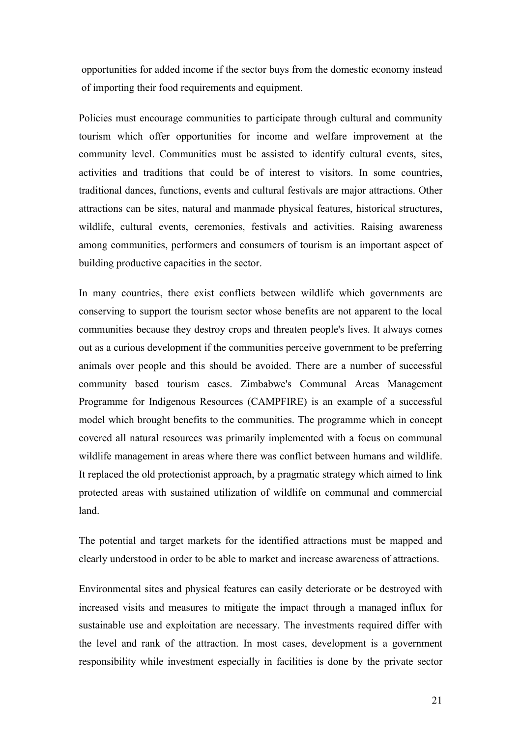opportunities for added income if the sector buys from the domestic economy instead of importing their food requirements and equipment.

Policies must encourage communities to participate through cultural and community tourism which offer opportunities for income and welfare improvement at the community level. Communities must be assisted to identify cultural events, sites, activities and traditions that could be of interest to visitors. In some countries, traditional dances, functions, events and cultural festivals are major attractions. Other attractions can be sites, natural and manmade physical features, historical structures, wildlife, cultural events, ceremonies, festivals and activities. Raising awareness among communities, performers and consumers of tourism is an important aspect of building productive capacities in the sector.

In many countries, there exist conflicts between wildlife which governments are conserving to support the tourism sector whose benefits are not apparent to the local communities because they destroy crops and threaten people's lives. It always comes out as a curious development if the communities perceive government to be preferring animals over people and this should be avoided. There are a number of successful community based tourism cases. Zimbabwe's Communal Areas Management Programme for Indigenous Resources (CAMPFIRE) is an example of a successful model which brought benefits to the communities. The programme which in concept covered all natural resources was primarily implemented with a focus on communal wildlife management in areas where there was conflict between humans and wildlife. It replaced the old protectionist approach, by a pragmatic strategy which aimed to link protected areas with sustained utilization of wildlife on communal and commercial land.

The potential and target markets for the identified attractions must be mapped and clearly understood in order to be able to market and increase awareness of attractions.

Environmental sites and physical features can easily deteriorate or be destroyed with increased visits and measures to mitigate the impact through a managed influx for sustainable use and exploitation are necessary. The investments required differ with the level and rank of the attraction. In most cases, development is a government responsibility while investment especially in facilities is done by the private sector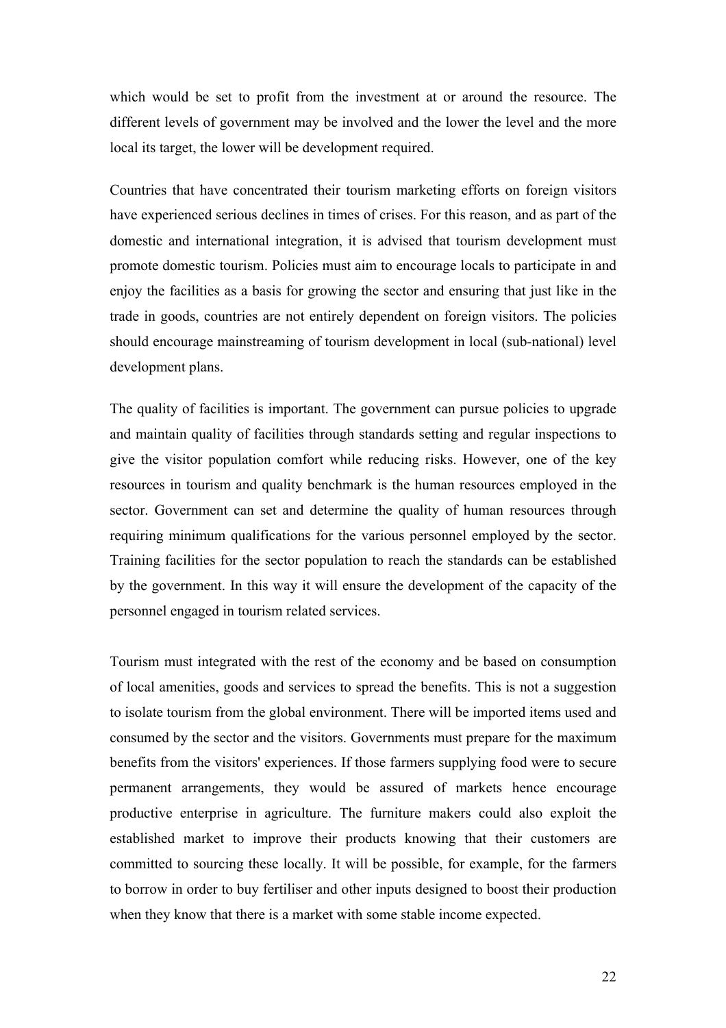which would be set to profit from the investment at or around the resource. The different levels of government may be involved and the lower the level and the more local its target, the lower will be development required.

Countries that have concentrated their tourism marketing efforts on foreign visitors have experienced serious declines in times of crises. For this reason, and as part of the domestic and international integration, it is advised that tourism development must promote domestic tourism. Policies must aim to encourage locals to participate in and enjoy the facilities as a basis for growing the sector and ensuring that just like in the trade in goods, countries are not entirely dependent on foreign visitors. The policies should encourage mainstreaming of tourism development in local (sub-national) level development plans.

The quality of facilities is important. The government can pursue policies to upgrade and maintain quality of facilities through standards setting and regular inspections to give the visitor population comfort while reducing risks. However, one of the key resources in tourism and quality benchmark is the human resources employed in the sector. Government can set and determine the quality of human resources through requiring minimum qualifications for the various personnel employed by the sector. Training facilities for the sector population to reach the standards can be established by the government. In this way it will ensure the development of the capacity of the personnel engaged in tourism related services.

Tourism must integrated with the rest of the economy and be based on consumption of local amenities, goods and services to spread the benefits. This is not a suggestion to isolate tourism from the global environment. There will be imported items used and consumed by the sector and the visitors. Governments must prepare for the maximum benefits from the visitors' experiences. If those farmers supplying food were to secure permanent arrangements, they would be assured of markets hence encourage productive enterprise in agriculture. The furniture makers could also exploit the established market to improve their products knowing that their customers are committed to sourcing these locally. It will be possible, for example, for the farmers to borrow in order to buy fertiliser and other inputs designed to boost their production when they know that there is a market with some stable income expected.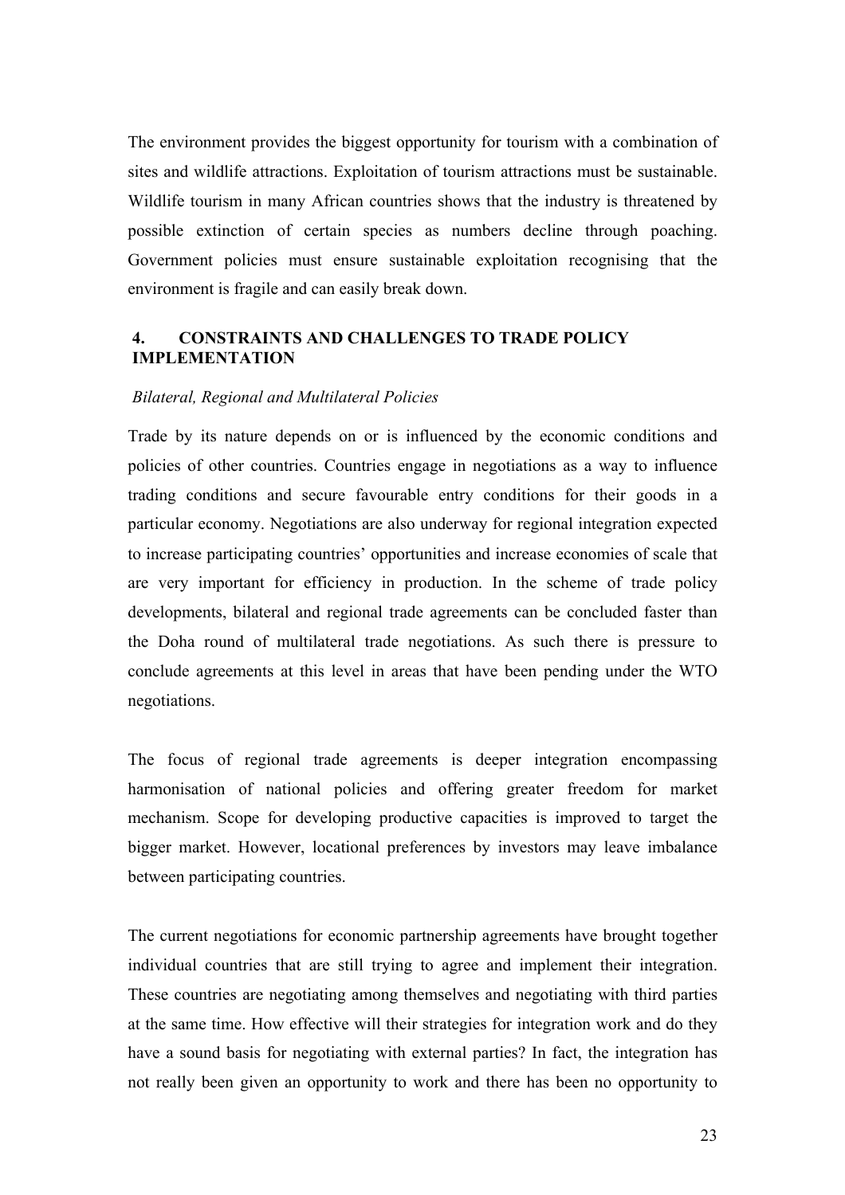The environment provides the biggest opportunity for tourism with a combination of sites and wildlife attractions. Exploitation of tourism attractions must be sustainable. Wildlife tourism in many African countries shows that the industry is threatened by possible extinction of certain species as numbers decline through poaching. Government policies must ensure sustainable exploitation recognising that the environment is fragile and can easily break down.

## 4. CONSTRAINTS AND CHALLENGES TO TRADE POLICY IMPLEMENTATION

*Bilateral, Regional and Multilateral Policies*

Trade by its nature depends on or is influenced by the economic conditions and policies of other countries. Countries engage in negotiations as a way to influence trading conditions and secure favourable entry conditions for their goods in a particular economy. Negotiations are also underway for regional integration expected to increase participating countries' opportunities and increase economies of scale that are very important for efficiency in production. In the scheme of trade policy developments, bilateral and regional trade agreements can be concluded faster than the Doha round of multilateral trade negotiations. As such there is pressure to conclude agreements at this level in areas that have been pending under the WTO negotiations.

The focus of regional trade agreements is deeper integration encompassing harmonisation of national policies and offering greater freedom for market mechanism. Scope for developing productive capacities is improved to target the bigger market. However, locational preferences by investors may leave imbalance between participating countries.

The current negotiations for economic partnership agreements have brought together individual countries that are still trying to agree and implement their integration. These countries are negotiating among themselves and negotiating with third parties at the same time. How effective will their strategies for integration work and do they have a sound basis for negotiating with external parties? In fact, the integration has not really been given an opportunity to work and there has been no opportunity to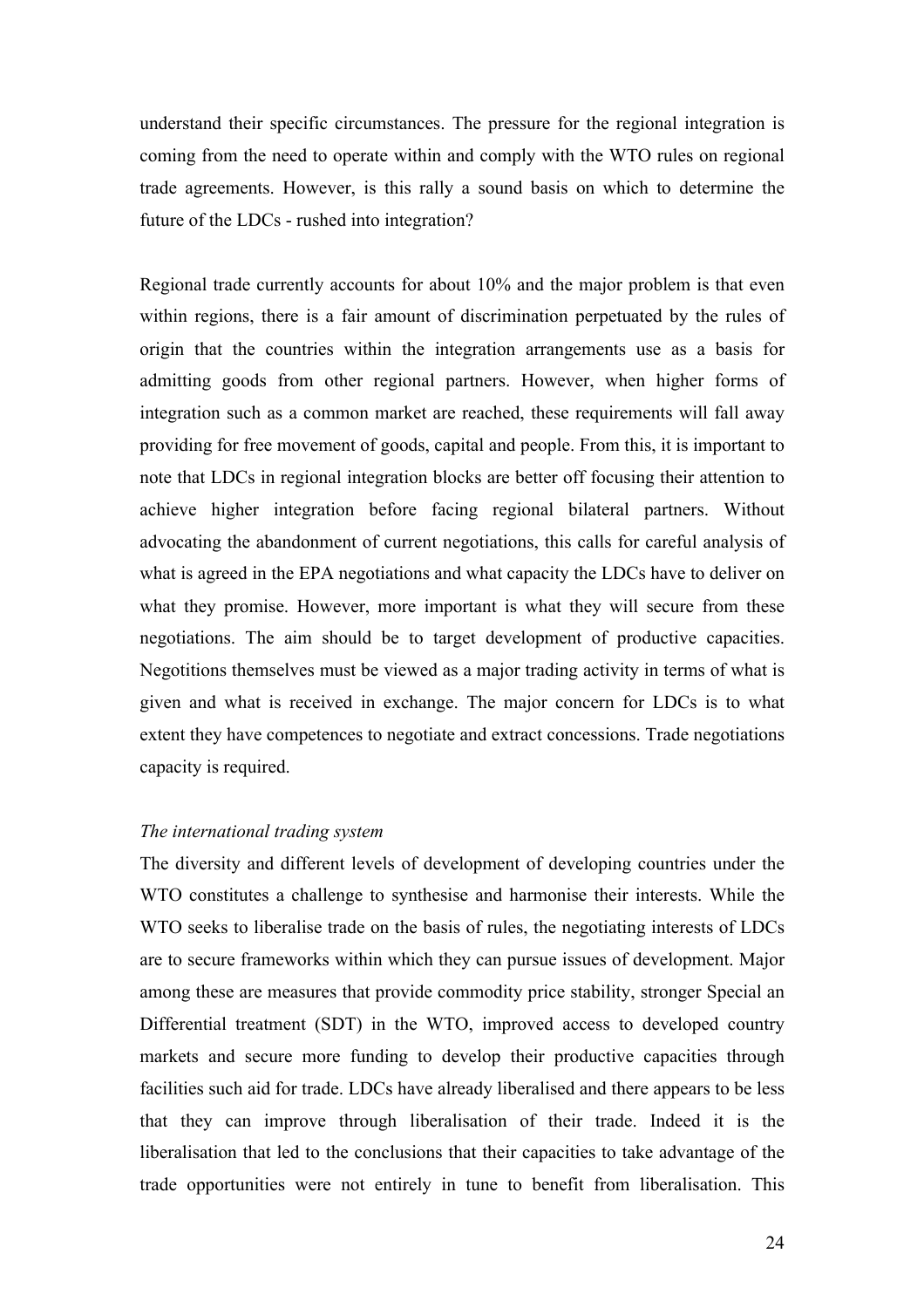understand their specific circumstances. The pressure for the regional integration is coming from the need to operate within and comply with the WTO rules on regional trade agreements. However, is this rally a sound basis on which to determine the future of the LDCs - rushed into integration?

Regional trade currently accounts for about 10% and the major problem is that even within regions, there is a fair amount of discrimination perpetuated by the rules of origin that the countries within the integration arrangements use as a basis for admitting goods from other regional partners. However, when higher forms of integration such as a common market are reached, these requirements will fall away providing for free movement of goods, capital and people. From this, it is important to note that LDCs in regional integration blocks are better off focusing their attention to achieve higher integration before facing regional bilateral partners. Without advocating the abandonment of current negotiations, this calls for careful analysis of what is agreed in the EPA negotiations and what capacity the LDCs have to deliver on what they promise. However, more important is what they will secure from these negotiations. The aim should be to target development of productive capacities. Negotitions themselves must be viewed as a major trading activity in terms of what is given and what is received in exchange. The major concern for LDCs is to what extent they have competences to negotiate and extract concessions. Trade negotiations capacity is required.

*The international trading system*

The diversity and different levels of development of developing countries under the WTO constitutes a challenge to synthesise and harmonise their interests. While the WTO seeks to liberalise trade on the basis of rules, the negotiating interests of LDCs are to secure frameworks within which they can pursue issues of development. Major among these are measures that provide commodity price stability, stronger Special an Differential treatment (SDT) in the WTO, improved access to developed country markets and secure more funding to develop their productive capacities through facilities such aid for trade. LDCs have already liberalised and there appears to be less that they can improve through liberalisation of their trade. Indeed it is the liberalisation that led to the conclusions that their capacities to take advantage of the trade opportunities were not entirely in tune to benefit from liberalisation. This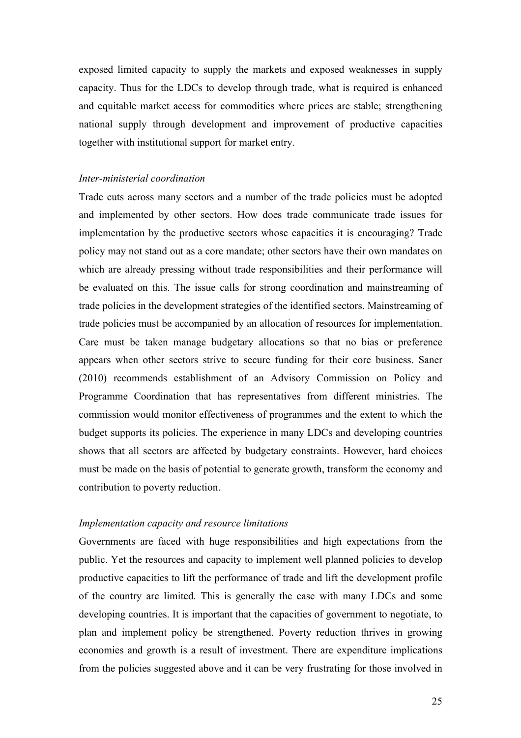exposed limited capacity to supply the markets and exposed weaknesses in supply capacity. Thus for the LDCs to develop through trade, what is required is enhanced and equitable market access for commodities where prices are stable; strengthening national supply through development and improvement of productive capacities together with institutional support for market entry.

*Inter-ministerial coordination*

Trade cuts across many sectors and a number of the trade policies must be adopted and implemented by other sectors. How does trade communicate trade issues for implementation by the productive sectors whose capacities it is encouraging? Trade policy may not stand out as a core mandate; other sectors have their own mandates on which are already pressing without trade responsibilities and their performance will be evaluated on this. The issue calls for strong coordination and mainstreaming of trade policies in the development strategies of the identified sectors. Mainstreaming of trade policies must be accompanied by an allocation of resources for implementation. Care must be taken manage budgetary allocations so that no bias or preference appears when other sectors strive to secure funding for their core business. Saner (2010) recommends establishment of an Advisory Commission on Policy and Programme Coordination that has representatives from different ministries. The commission would monitor effectiveness of programmes and the extent to which the budget supports its policies. The experience in many LDCs and developing countries shows that all sectors are affected by budgetary constraints. However, hard choices must be made on the basis of potential to generate growth, transform the economy and contribution to poverty reduction.

*Implementation capacity and resource limitations*

Governments are faced with huge responsibilities and high expectations from the public. Yet the resources and capacity to implement well planned policies to develop productive capacities to lift the performance of trade and lift the development profile of the country are limited. This is generally the case with many LDCs and some developing countries. It is important that the capacities of government to negotiate, to plan and implement policy be strengthened. Poverty reduction thrives in growing economies and growth is a result of investment. There are expenditure implications from the policies suggested above and it can be very frustrating for those involved in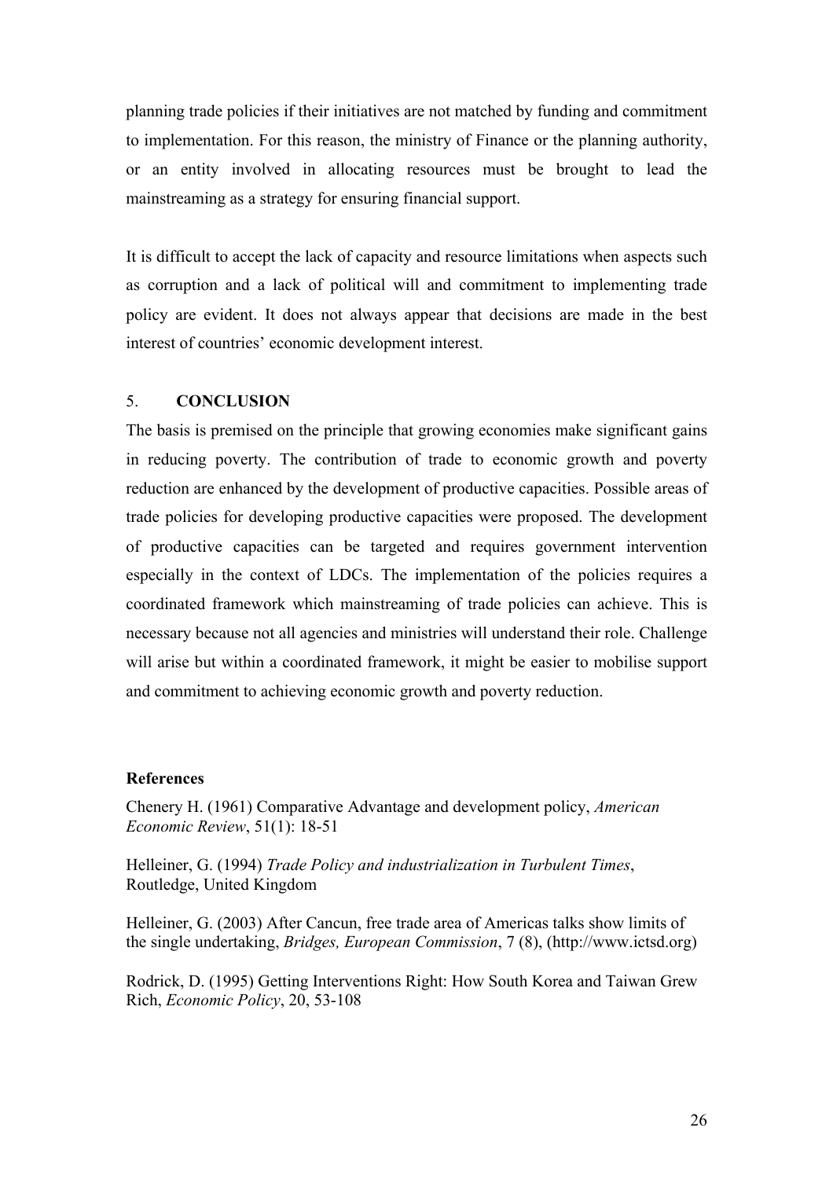planning trade policies if their initiatives are not matched by funding and commitment to implementation. For this reason, the ministry of Finance or the planning authority, or an entity involved in allocating resources must be brought to lead the mainstreaming as a strategy for ensuring financial support.

It is difficult to accept the lack of capacity and resource limitations when aspects such as corruption and a lack of political will and commitment to implementing trade policy are evident. It does not always appear that decisions are made in the best interest of countries' economic development interest.

## 5. CONCLUSION

The basis is premised on the principle that growing economies make significant gains in reducing poverty. The contribution of trade to economic growth and poverty reduction are enhanced by the development of productive capacities. Possible areas of trade policies for developing productive capacities were proposed. The development of productive capacities can be targeted and requires government intervention especially in the context of LDCs. The implementation of the policies requires a coordinated framework which mainstreaming of trade policies can achieve. This is necessary because not all agencies and ministries will understand their role. Challenge will arise but within a coordinated framework, it might be easier to mobilise support and commitment to achieving economic growth and poverty reduction.

### References

Chenery H. (1961) Comparative Advantage and development policy, *American Economic Review*, 51(1): 18-51

Helleiner, G. (1994) *Trade Policy and industrialization in Turbulent Times*, Routledge, United Kingdom

Helleiner, G. (2003) After Cancun, free trade area of Americas talks show limits of the single undertaking, *Bridges, European Commission*, 7 (8), (http://www.ictsd.org)

Rodrick, D. (1995) Getting Interventions Right: How South Korea and Taiwan Grew Rich, *Economic Policy*, 20, 53-108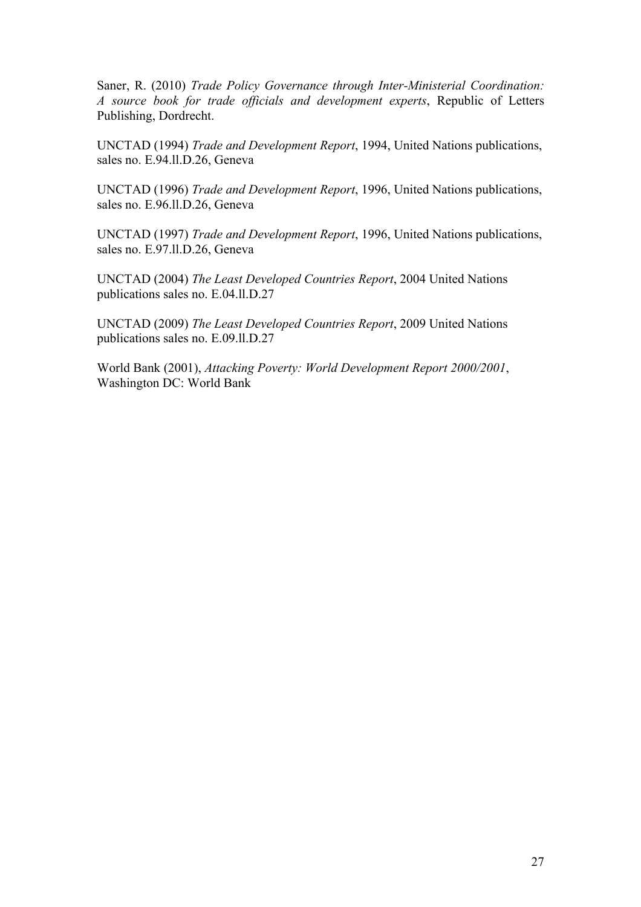Saner, R. (2010) *Trade Policy Governance through Inter-Ministerial Coordination: A source book for trade officials and development experts*, Republic of Letters Publishing, Dordrecht.

UNCTAD (1994) *Trade and Development Report*, 1994, United Nations publications, sales no. E.94.ll.D.26, Geneva

UNCTAD (1996) *Trade and Development Report*, 1996, United Nations publications, sales no. E.96.ll.D.26, Geneva

UNCTAD (1997) *Trade and Development Report*, 1996, United Nations publications, sales no. E.97.ll.D.26, Geneva

UNCTAD (2004) *The Least Developed Countries Report*, 2004 United Nations publications sales no. E.04.ll.D.27

UNCTAD (2009) *The Least Developed Countries Report*, 2009 United Nations publications sales no. E.09.ll.D.27

World Bank (2001), *Attacking Poverty: World Development Report 2000/2001*, Washington DC: World Bank